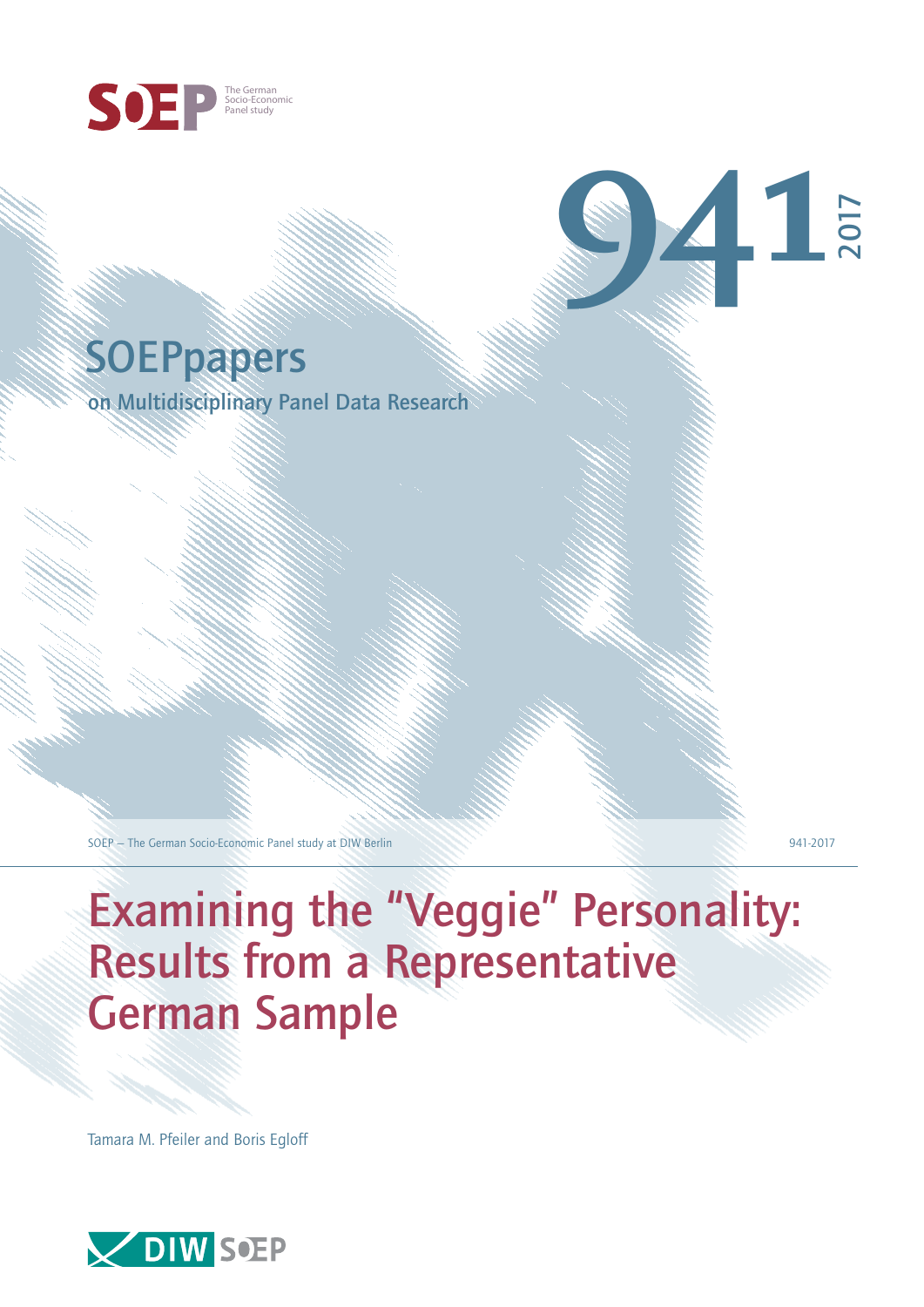SOEP The German Socio-Economic Panel study

# SOEPpapers

on Multidisciplinary Panel Data Research

941 2017

SOEP — The German Socio-Economic Panel study at DIW Berlin

941-2017

# Examining the "Veggie" Personality: Results from a Representative German Sample

Tamara M. Pfeiler and Boris Egloff

DIW SOEP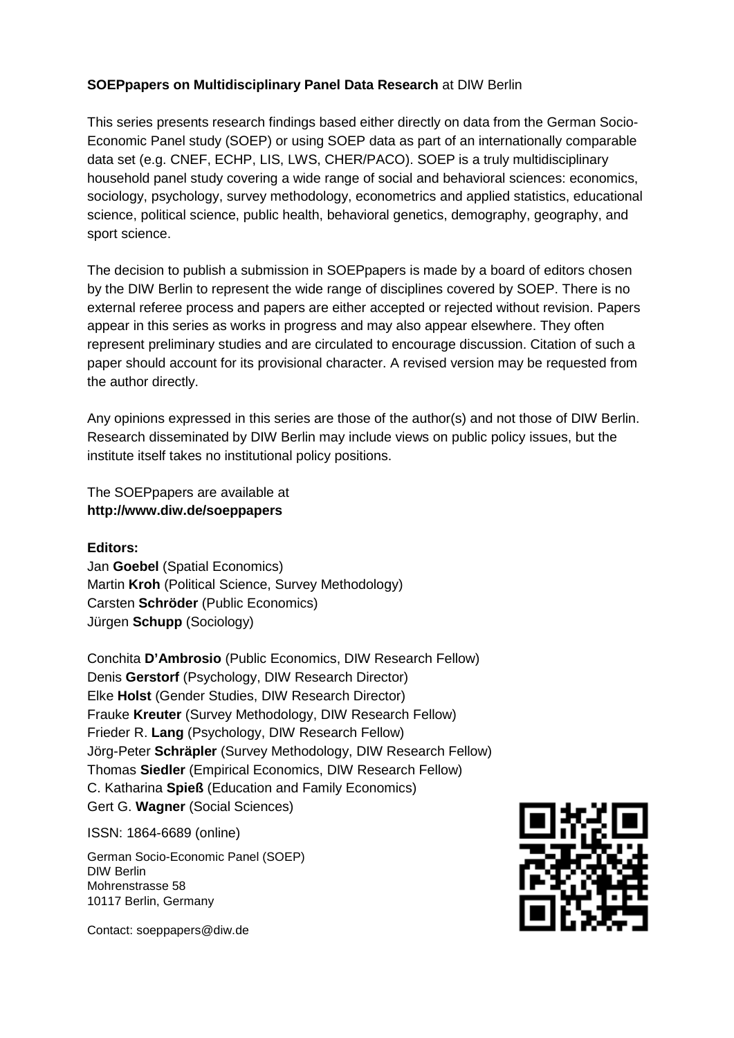**SOEPpapers on Multidisciplinary Panel Data Research** at DIW Berlin

This series presents research findings based either directly on data from the German Socio-Economic Panel study (SOEP) or using SOEP data as part of an internationally comparable data set (e.g. CNEF, ECHP, LIS, LWS, CHER/PACO). SOEP is a truly multidisciplinary household panel study covering a wide range of social and behavioral sciences: economics, sociology, psychology, survey methodology, econometrics and applied statistics, educational science, political science, public health, behavioral genetics, demography, geography, and sport science.

The decision to publish a submission in SOEPpapers is made by a board of editors chosen by the DIW Berlin to represent the wide range of disciplines covered by SOEP. There is no external referee process and papers are either accepted or rejected without revision. Papers appear in this series as works in progress and may also appear elsewhere. They often represent preliminary studies and are circulated to encourage discussion. Citation of such a paper should account for its provisional character. A revised version may be requested from the author directly.

Any opinions expressed in this series are those of the author(s) and not those of DIW Berlin. Research disseminated by DIW Berlin may include views on public policy issues, but the institute itself takes no institutional policy positions.

The SOEPpapers are available at
**http://www.diw.de/soeppapers**

**Editors:**
Jan **Goebel** (Spatial Economics)
Martin **Kroh** (Political Science, Survey Methodology)
Carsten **Schröder** (Public Economics)
Jürgen **Schupp** (Sociology)

Conchita **D'Ambrosio** (Public Economics, DIW Research Fellow)
Denis **Gerstorf** (Psychology, DIW Research Director)
Elke **Holst** (Gender Studies, DIW Research Director)
Frauke **Kreuter** (Survey Methodology, DIW Research Fellow)
Frieder R. **Lang** (Psychology, DIW Research Fellow)
Jörg-Peter **Schräpler** (Survey Methodology, DIW Research Fellow)
Thomas **Siedler** (Empirical Economics, DIW Research Fellow)
C. Katharina **Spieß** (Education and Family Economics)
Gert G. **Wagner** (Social Sciences)

ISSN: 1864-6689 (online)

German Socio-Economic Panel (SOEP)
DIW Berlin
Mohrenstrasse 58
10117 Berlin, Germany

Contact: soeppapers@diw.de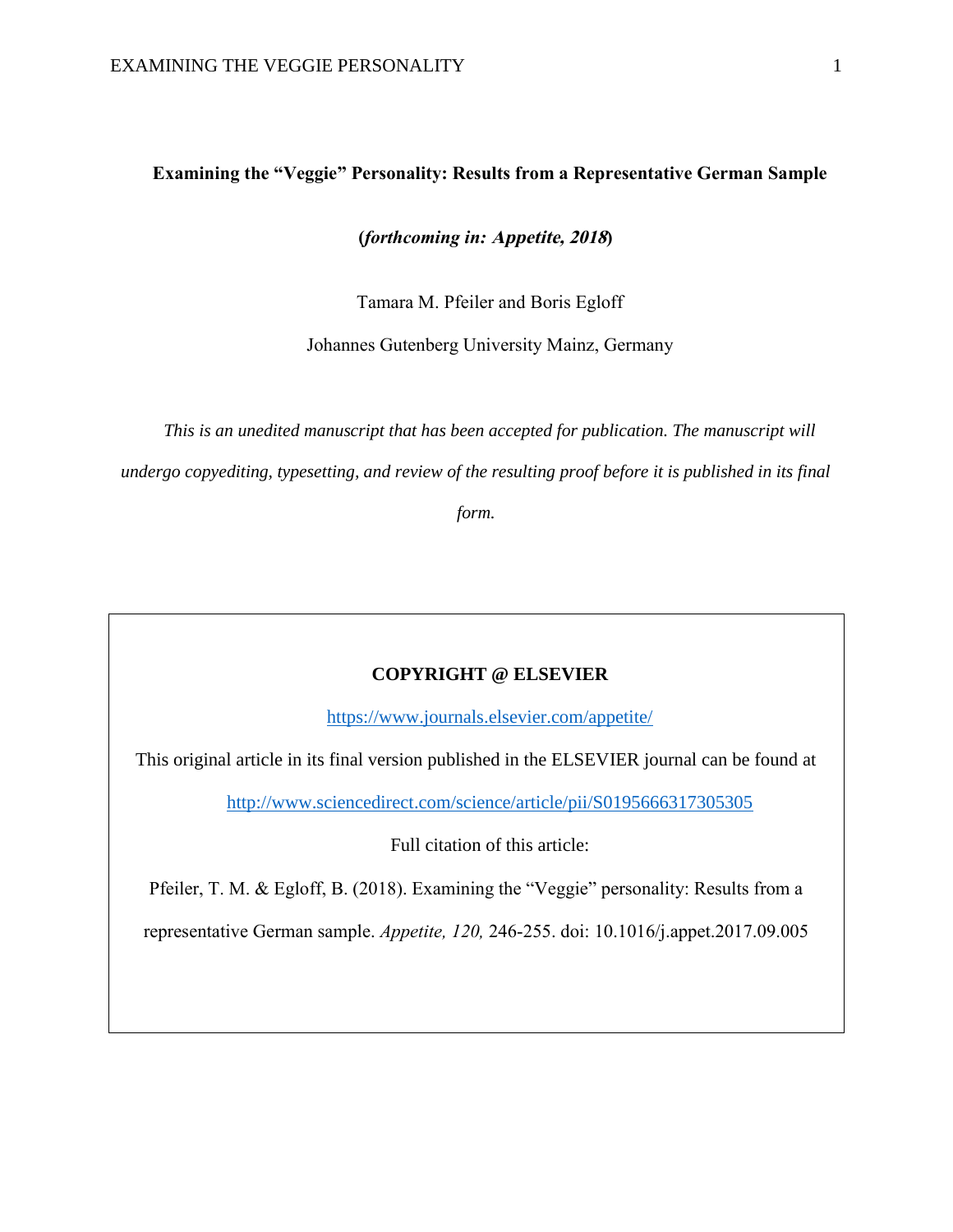**Examining the "Veggie" Personality: Results from a Representative German Sample**

**(*forthcoming in: Appetite, 2018*)**

Tamara M. Pfeiler and Boris Egloff

Johannes Gutenberg University Mainz, Germany

*This is an unedited manuscript that has been accepted for publication. The manuscript will undergo copyediting, typesetting, and review of the resulting proof before it is published in its final form.*

**COPYRIGHT @ ELSEVIER**

https://www.journals.elsevier.com/appetite/

This original article in its final version published in the ELSEVIER journal can be found at

http://www.sciencedirect.com/science/article/pii/S0195666317305305

Full citation of this article:

Pfeiler, T. M. & Egloff, B. (2018). Examining the "Veggie" personality: Results from a representative German sample. *Appetite, 120,* 246-255. doi: 10.1016/j.appet.2017.09.005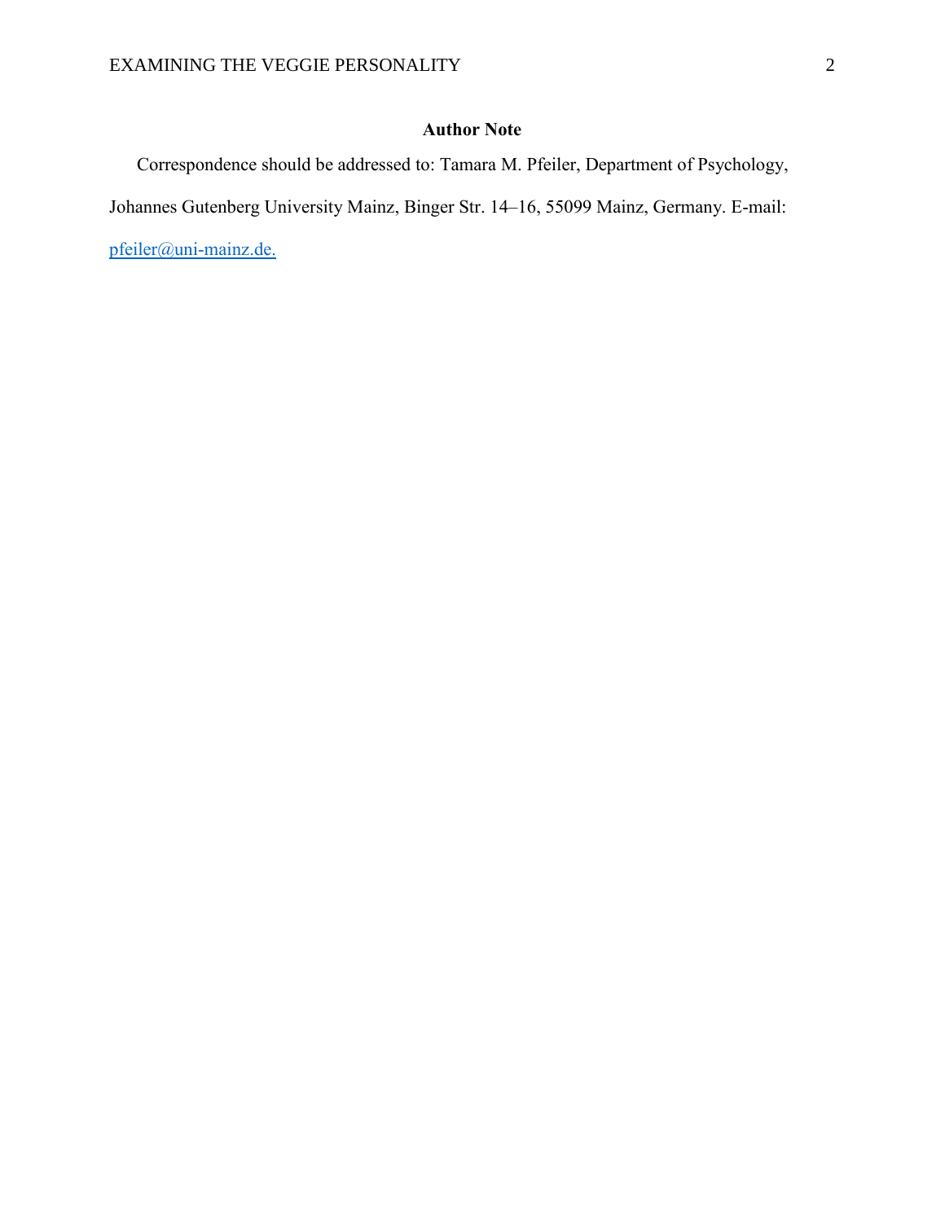## Author Note

Correspondence should be addressed to: Tamara M. Pfeiler, Department of Psychology, Johannes Gutenberg University Mainz, Binger Str. 14–16, 55099 Mainz, Germany. E-mail: pfeiler@uni-mainz.de.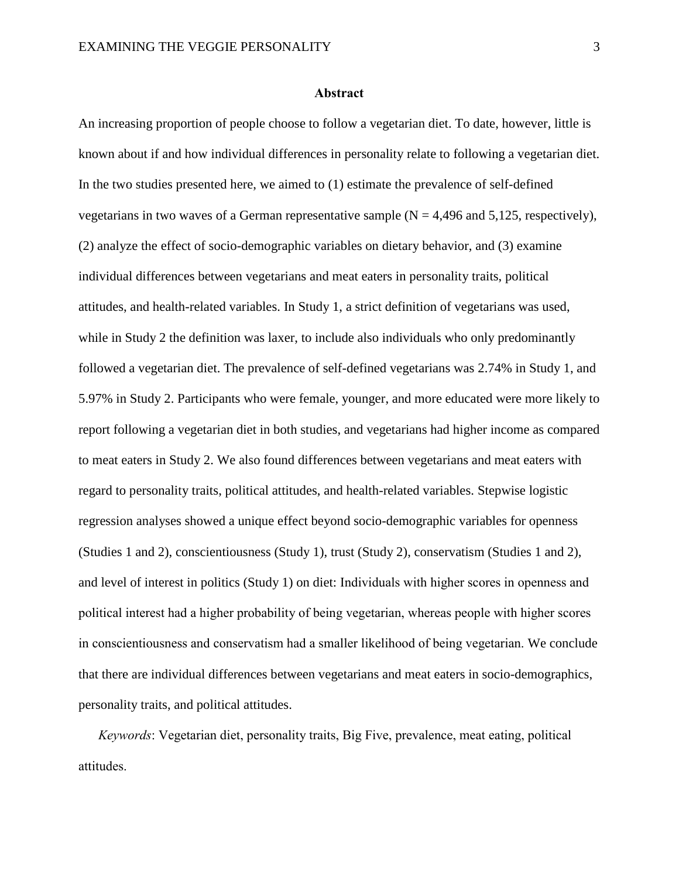# Abstract

An increasing proportion of people choose to follow a vegetarian diet. To date, however, little is known about if and how individual differences in personality relate to following a vegetarian diet. In the two studies presented here, we aimed to (1) estimate the prevalence of self-defined vegetarians in two waves of a German representative sample (N = 4,496 and 5,125, respectively), (2) analyze the effect of socio-demographic variables on dietary behavior, and (3) examine individual differences between vegetarians and meat eaters in personality traits, political attitudes, and health-related variables. In Study 1, a strict definition of vegetarians was used, while in Study 2 the definition was laxer, to include also individuals who only predominantly followed a vegetarian diet. The prevalence of self-defined vegetarians was 2.74% in Study 1, and 5.97% in Study 2. Participants who were female, younger, and more educated were more likely to report following a vegetarian diet in both studies, and vegetarians had higher income as compared to meat eaters in Study 2. We also found differences between vegetarians and meat eaters with regard to personality traits, political attitudes, and health-related variables. Stepwise logistic regression analyses showed a unique effect beyond socio-demographic variables for openness (Studies 1 and 2), conscientiousness (Study 1), trust (Study 2), conservatism (Studies 1 and 2), and level of interest in politics (Study 1) on diet: Individuals with higher scores in openness and political interest had a higher probability of being vegetarian, whereas people with higher scores in conscientiousness and conservatism had a smaller likelihood of being vegetarian. We conclude that there are individual differences between vegetarians and meat eaters in socio-demographics, personality traits, and political attitudes.

*Keywords*: Vegetarian diet, personality traits, Big Five, prevalence, meat eating, political attitudes.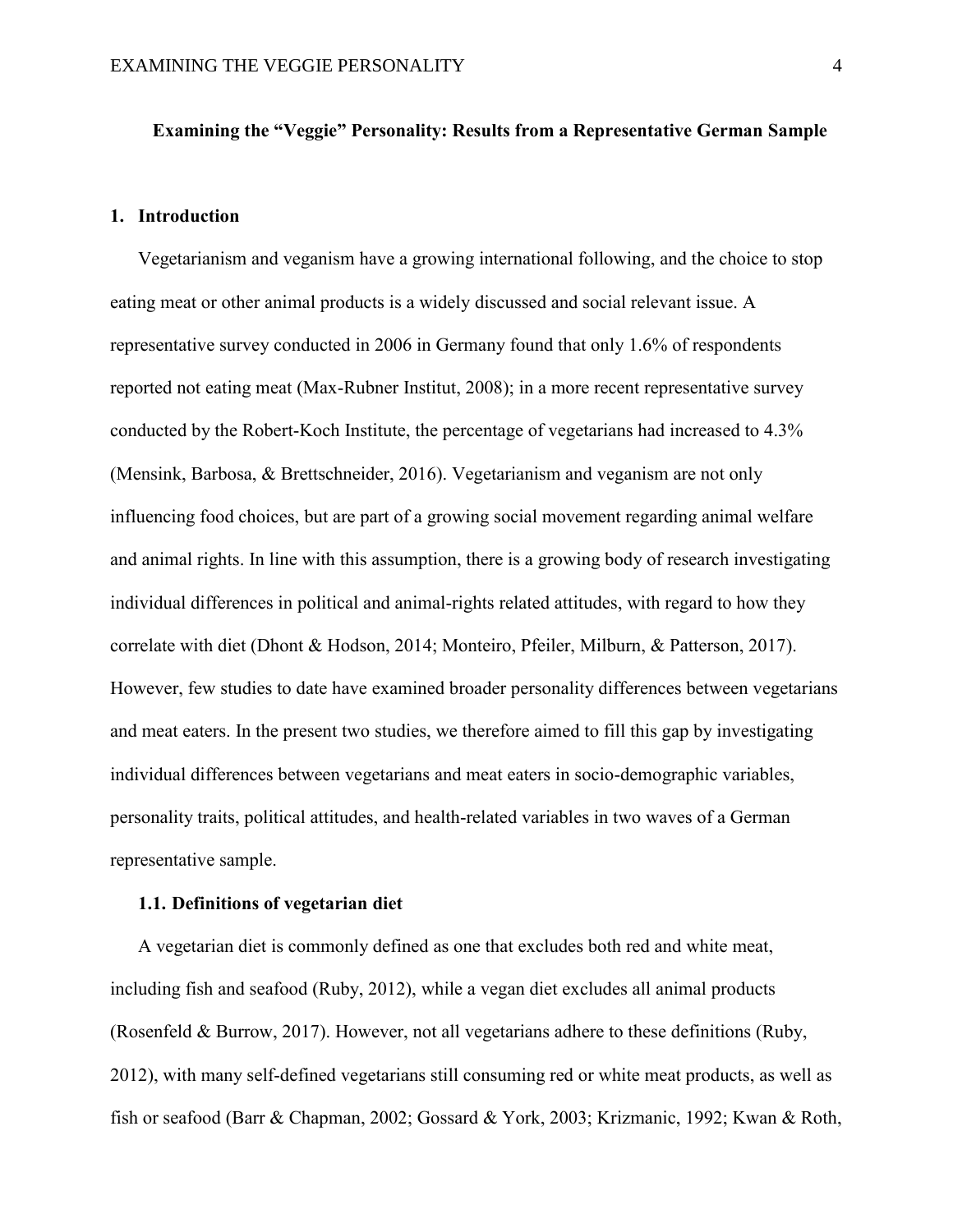**Examining the "Veggie" Personality: Results from a Representative German Sample**

## 1. Introduction

Vegetarianism and veganism have a growing international following, and the choice to stop eating meat or other animal products is a widely discussed and social relevant issue. A representative survey conducted in 2006 in Germany found that only 1.6% of respondents reported not eating meat (Max-Rubner Institut, 2008); in a more recent representative survey conducted by the Robert-Koch Institute, the percentage of vegetarians had increased to 4.3% (Mensink, Barbosa, & Brettschneider, 2016). Vegetarianism and veganism are not only influencing food choices, but are part of a growing social movement regarding animal welfare and animal rights. In line with this assumption, there is a growing body of research investigating individual differences in political and animal-rights related attitudes, with regard to how they correlate with diet (Dhont & Hodson, 2014; Monteiro, Pfeiler, Milburn, & Patterson, 2017). However, few studies to date have examined broader personality differences between vegetarians and meat eaters. In the present two studies, we therefore aimed to fill this gap by investigating individual differences between vegetarians and meat eaters in socio-demographic variables, personality traits, political attitudes, and health-related variables in two waves of a German representative sample.

### 1.1. Definitions of vegetarian diet

A vegetarian diet is commonly defined as one that excludes both red and white meat, including fish and seafood (Ruby, 2012), while a vegan diet excludes all animal products (Rosenfeld & Burrow, 2017). However, not all vegetarians adhere to these definitions (Ruby, 2012), with many self-defined vegetarians still consuming red or white meat products, as well as fish or seafood (Barr & Chapman, 2002; Gossard & York, 2003; Krizmanic, 1992; Kwan & Roth,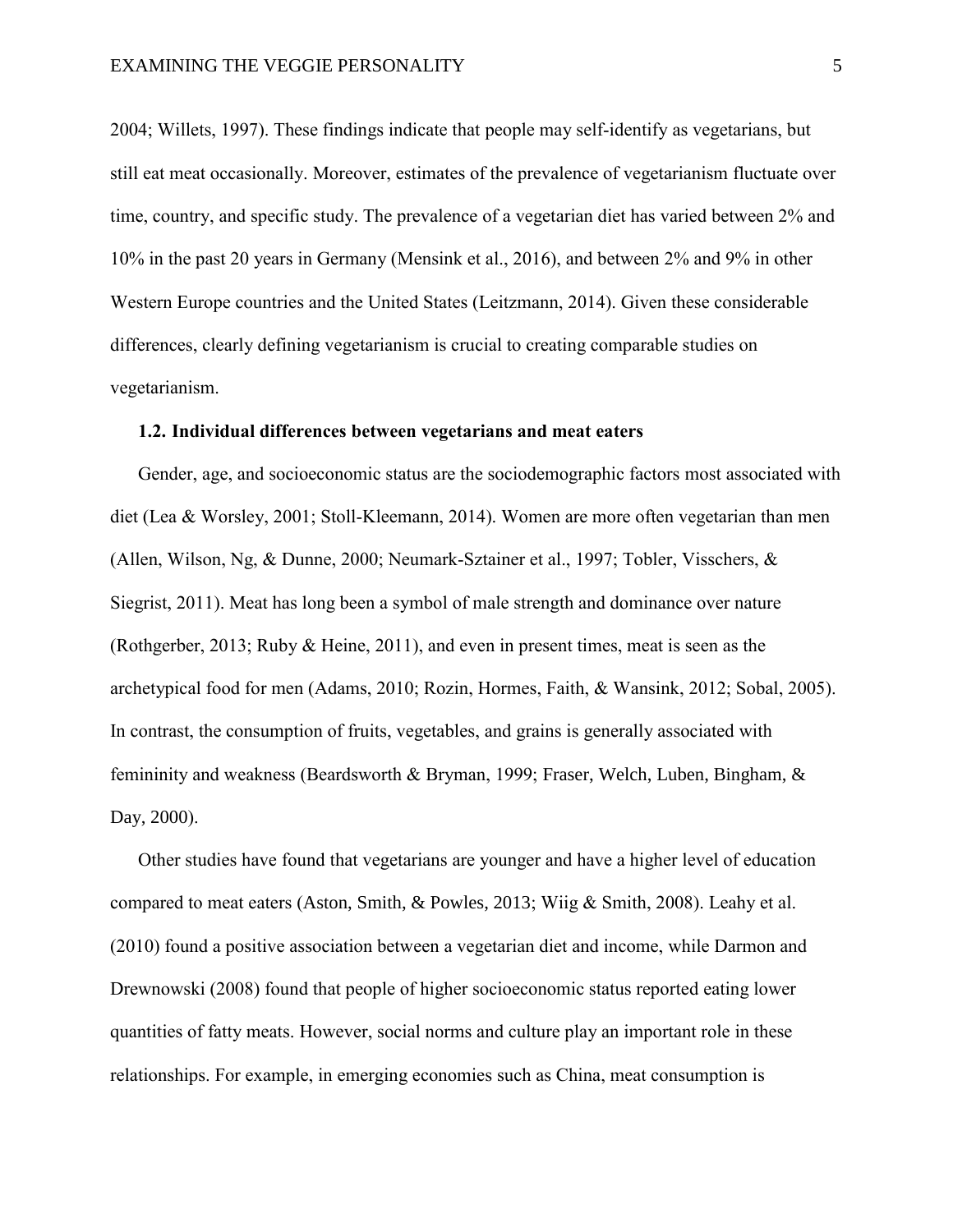2004; Willets, 1997). These findings indicate that people may self-identify as vegetarians, but still eat meat occasionally. Moreover, estimates of the prevalence of vegetarianism fluctuate over time, country, and specific study. The prevalence of a vegetarian diet has varied between 2% and 10% in the past 20 years in Germany (Mensink et al., 2016), and between 2% and 9% in other Western Europe countries and the United States (Leitzmann, 2014). Given these considerable differences, clearly defining vegetarianism is crucial to creating comparable studies on vegetarianism.

### 1.2. Individual differences between vegetarians and meat eaters

Gender, age, and socioeconomic status are the sociodemographic factors most associated with diet (Lea & Worsley, 2001; Stoll-Kleemann, 2014). Women are more often vegetarian than men (Allen, Wilson, Ng, & Dunne, 2000; Neumark-Sztainer et al., 1997; Tobler, Visschers, & Siegrist, 2011). Meat has long been a symbol of male strength and dominance over nature (Rothgerber, 2013; Ruby & Heine, 2011), and even in present times, meat is seen as the archetypical food for men (Adams, 2010; Rozin, Hormes, Faith, & Wansink, 2012; Sobal, 2005). In contrast, the consumption of fruits, vegetables, and grains is generally associated with femininity and weakness (Beardsworth & Bryman, 1999; Fraser, Welch, Luben, Bingham, & Day, 2000).

Other studies have found that vegetarians are younger and have a higher level of education compared to meat eaters (Aston, Smith, & Powles, 2013; Wiig & Smith, 2008). Leahy et al. (2010) found a positive association between a vegetarian diet and income, while Darmon and Drewnowski (2008) found that people of higher socioeconomic status reported eating lower quantities of fatty meats. However, social norms and culture play an important role in these relationships. For example, in emerging economies such as China, meat consumption is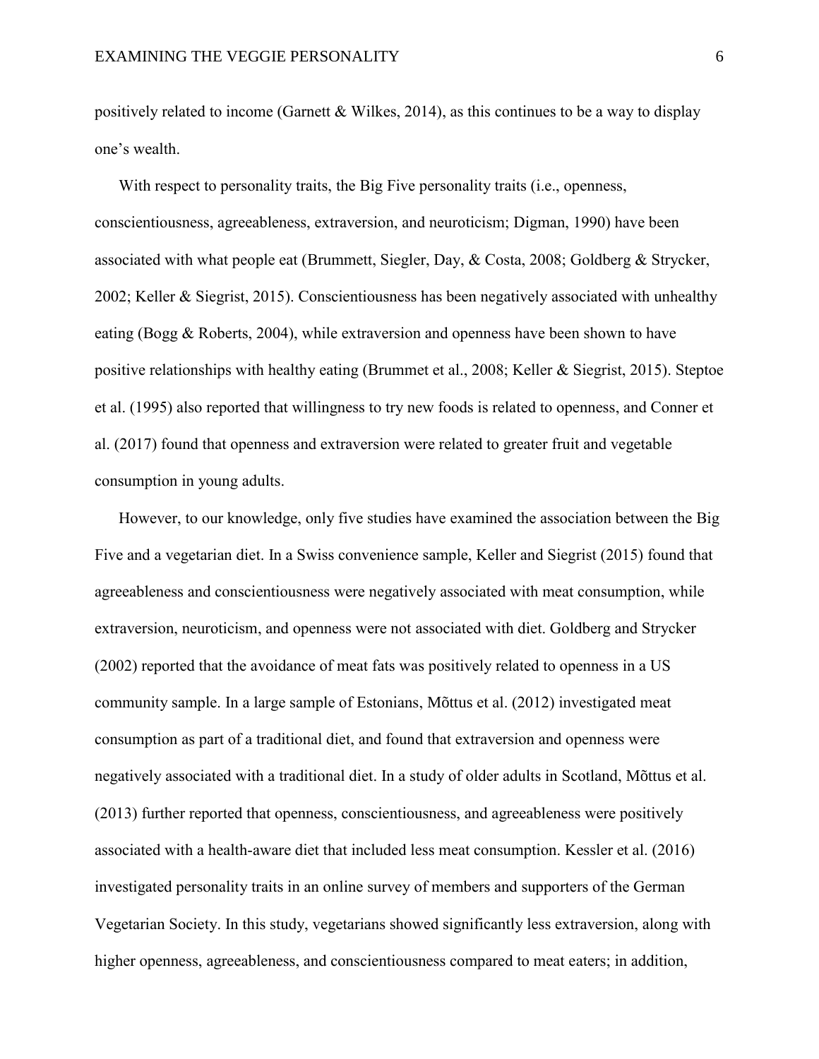positively related to income (Garnett & Wilkes, 2014), as this continues to be a way to display one's wealth.

With respect to personality traits, the Big Five personality traits (i.e., openness, conscientiousness, agreeableness, extraversion, and neuroticism; Digman, 1990) have been associated with what people eat (Brummett, Siegler, Day, & Costa, 2008; Goldberg & Strycker, 2002; Keller & Siegrist, 2015). Conscientiousness has been negatively associated with unhealthy eating (Bogg & Roberts, 2004), while extraversion and openness have been shown to have positive relationships with healthy eating (Brummet et al., 2008; Keller & Siegrist, 2015). Steptoe et al. (1995) also reported that willingness to try new foods is related to openness, and Conner et al. (2017) found that openness and extraversion were related to greater fruit and vegetable consumption in young adults.

However, to our knowledge, only five studies have examined the association between the Big Five and a vegetarian diet. In a Swiss convenience sample, Keller and Siegrist (2015) found that agreeableness and conscientiousness were negatively associated with meat consumption, while extraversion, neuroticism, and openness were not associated with diet. Goldberg and Strycker (2002) reported that the avoidance of meat fats was positively related to openness in a US community sample. In a large sample of Estonians, Mõttus et al. (2012) investigated meat consumption as part of a traditional diet, and found that extraversion and openness were negatively associated with a traditional diet. In a study of older adults in Scotland, Mõttus et al. (2013) further reported that openness, conscientiousness, and agreeableness were positively associated with a health-aware diet that included less meat consumption. Kessler et al. (2016) investigated personality traits in an online survey of members and supporters of the German Vegetarian Society. In this study, vegetarians showed significantly less extraversion, along with higher openness, agreeableness, and conscientiousness compared to meat eaters; in addition,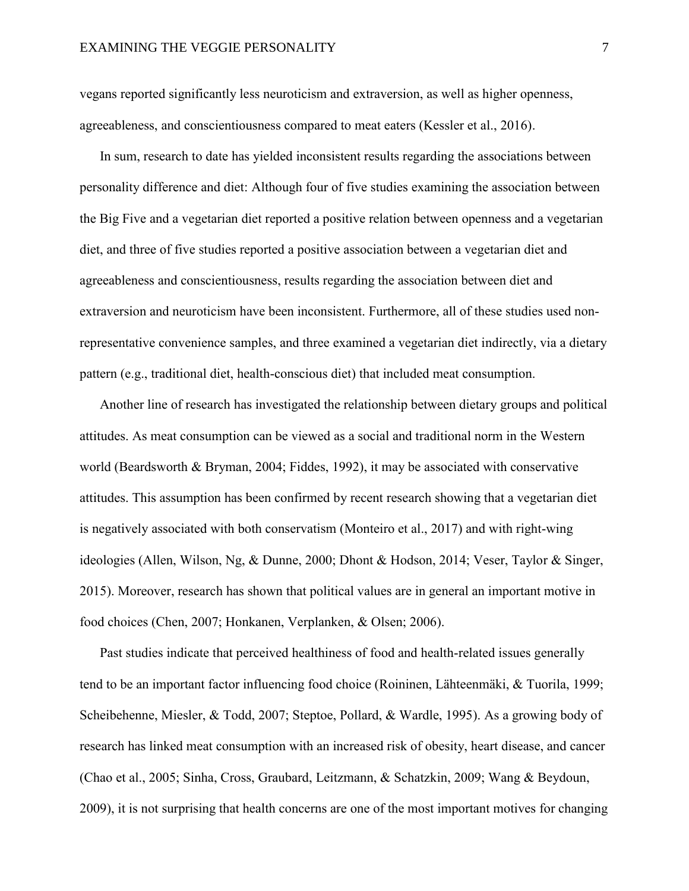vegans reported significantly less neuroticism and extraversion, as well as higher openness, agreeableness, and conscientiousness compared to meat eaters (Kessler et al., 2016).

In sum, research to date has yielded inconsistent results regarding the associations between personality difference and diet: Although four of five studies examining the association between the Big Five and a vegetarian diet reported a positive relation between openness and a vegetarian diet, and three of five studies reported a positive association between a vegetarian diet and agreeableness and conscientiousness, results regarding the association between diet and extraversion and neuroticism have been inconsistent. Furthermore, all of these studies used non-representative convenience samples, and three examined a vegetarian diet indirectly, via a dietary pattern (e.g., traditional diet, health-conscious diet) that included meat consumption.

Another line of research has investigated the relationship between dietary groups and political attitudes. As meat consumption can be viewed as a social and traditional norm in the Western world (Beardsworth & Bryman, 2004; Fiddes, 1992), it may be associated with conservative attitudes. This assumption has been confirmed by recent research showing that a vegetarian diet is negatively associated with both conservatism (Monteiro et al., 2017) and with right-wing ideologies (Allen, Wilson, Ng, & Dunne, 2000; Dhont & Hodson, 2014; Veser, Taylor & Singer, 2015). Moreover, research has shown that political values are in general an important motive in food choices (Chen, 2007; Honkanen, Verplanken, & Olsen; 2006).

Past studies indicate that perceived healthiness of food and health-related issues generally tend to be an important factor influencing food choice (Roininen, Lähteenmäki, & Tuorila, 1999; Scheibehenne, Miesler, & Todd, 2007; Steptoe, Pollard, & Wardle, 1995). As a growing body of research has linked meat consumption with an increased risk of obesity, heart disease, and cancer (Chao et al., 2005; Sinha, Cross, Graubard, Leitzmann, & Schatzkin, 2009; Wang & Beydoun, 2009), it is not surprising that health concerns are one of the most important motives for changing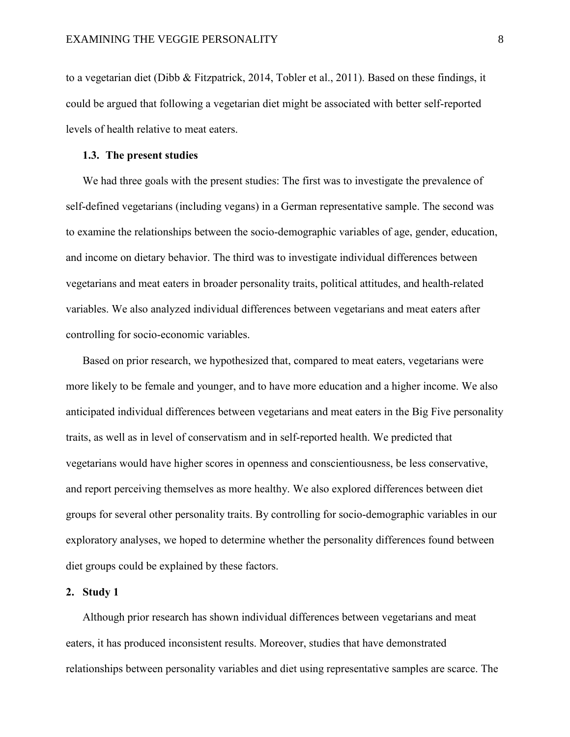to a vegetarian diet (Dibb & Fitzpatrick, 2014, Tobler et al., 2011). Based on these findings, it could be argued that following a vegetarian diet might be associated with better self-reported levels of health relative to meat eaters.

### 1.3. The present studies

We had three goals with the present studies: The first was to investigate the prevalence of self-defined vegetarians (including vegans) in a German representative sample. The second was to examine the relationships between the socio-demographic variables of age, gender, education, and income on dietary behavior. The third was to investigate individual differences between vegetarians and meat eaters in broader personality traits, political attitudes, and health-related variables. We also analyzed individual differences between vegetarians and meat eaters after controlling for socio-economic variables.

Based on prior research, we hypothesized that, compared to meat eaters, vegetarians were more likely to be female and younger, and to have more education and a higher income. We also anticipated individual differences between vegetarians and meat eaters in the Big Five personality traits, as well as in level of conservatism and in self-reported health. We predicted that vegetarians would have higher scores in openness and conscientiousness, be less conservative, and report perceiving themselves as more healthy. We also explored differences between diet groups for several other personality traits. By controlling for socio-demographic variables in our exploratory analyses, we hoped to determine whether the personality differences found between diet groups could be explained by these factors.

## 2. Study 1

Although prior research has shown individual differences between vegetarians and meat eaters, it has produced inconsistent results. Moreover, studies that have demonstrated relationships between personality variables and diet using representative samples are scarce. The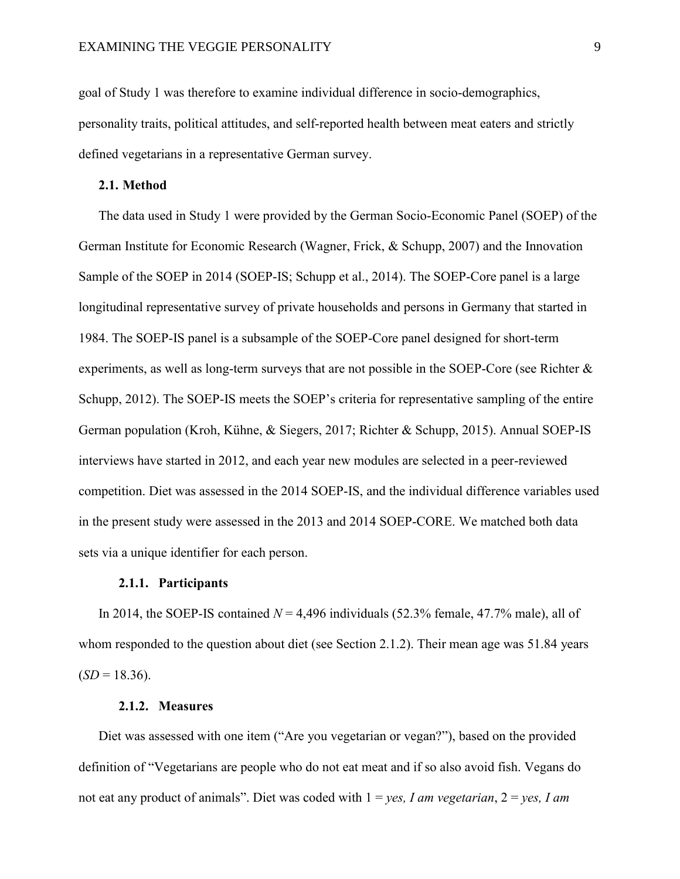goal of Study 1 was therefore to examine individual difference in socio-demographics, personality traits, political attitudes, and self-reported health between meat eaters and strictly defined vegetarians in a representative German survey.

### 2.1. Method

The data used in Study 1 were provided by the German Socio-Economic Panel (SOEP) of the German Institute for Economic Research (Wagner, Frick, & Schupp, 2007) and the Innovation Sample of the SOEP in 2014 (SOEP-IS; Schupp et al., 2014). The SOEP-Core panel is a large longitudinal representative survey of private households and persons in Germany that started in 1984. The SOEP-IS panel is a subsample of the SOEP-Core panel designed for short-term experiments, as well as long-term surveys that are not possible in the SOEP-Core (see Richter & Schupp, 2012). The SOEP-IS meets the SOEP's criteria for representative sampling of the entire German population (Kroh, Kühne, & Siegers, 2017; Richter & Schupp, 2015). Annual SOEP-IS interviews have started in 2012, and each year new modules are selected in a peer-reviewed competition. Diet was assessed in the 2014 SOEP-IS, and the individual difference variables used in the present study were assessed in the 2013 and 2014 SOEP-CORE. We matched both data sets via a unique identifier for each person.

#### 2.1.1. Participants

In 2014, the SOEP-IS contained $N$ = 4,496 individuals (52.3% female, 47.7% male), all of whom responded to the question about diet (see Section 2.1.2). Their mean age was 51.84 years ($SD$ = 18.36).

#### 2.1.2. Measures

Diet was assessed with one item ("Are you vegetarian or vegan?"), based on the provided definition of "Vegetarians are people who do not eat meat and if so also avoid fish. Vegans do not eat any product of animals". Diet was coded with 1 = *yes, I am vegetarian*, 2 = *yes, I am*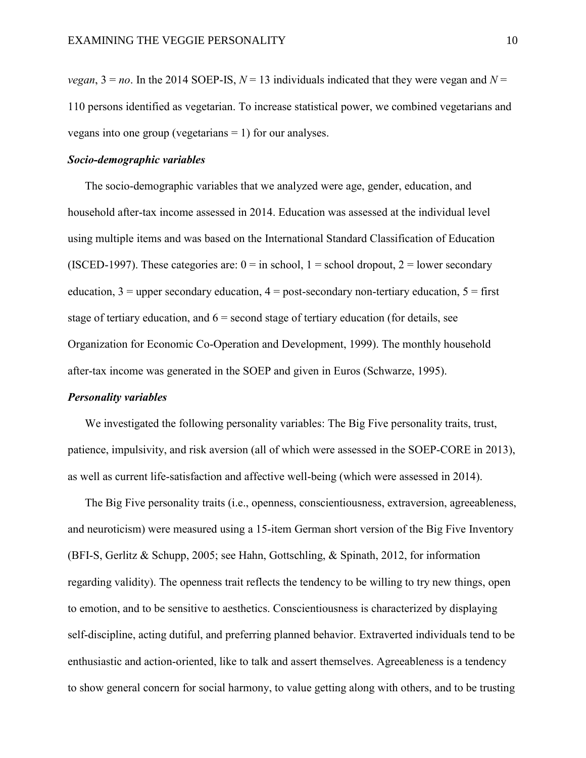*vegan*, 3 = *no*. In the 2014 SOEP-IS, $N = 13$ individuals indicated that they were vegan and $N = 110$ persons identified as vegetarian. To increase statistical power, we combined vegetarians and vegans into one group (vegetarians = 1) for our analyses.

### *Socio-demographic variables*

The socio-demographic variables that we analyzed were age, gender, education, and household after-tax income assessed in 2014. Education was assessed at the individual level using multiple items and was based on the International Standard Classification of Education (ISCED-1997). These categories are: 0 = in school, 1 = school dropout, 2 = lower secondary education, 3 = upper secondary education, 4 = post-secondary non-tertiary education, 5 = first stage of tertiary education, and 6 = second stage of tertiary education (for details, see Organization for Economic Co-Operation and Development, 1999). The monthly household after-tax income was generated in the SOEP and given in Euros (Schwarze, 1995).

### *Personality variables*

We investigated the following personality variables: The Big Five personality traits, trust, patience, impulsivity, and risk aversion (all of which were assessed in the SOEP-CORE in 2013), as well as current life-satisfaction and affective well-being (which were assessed in 2014).

The Big Five personality traits (i.e., openness, conscientiousness, extraversion, agreeableness, and neuroticism) were measured using a 15-item German short version of the Big Five Inventory (BFI-S, Gerlitz & Schupp, 2005; see Hahn, Gottschling, & Spinath, 2012, for information regarding validity). The openness trait reflects the tendency to be willing to try new things, open to emotion, and to be sensitive to aesthetics. Conscientiousness is characterized by displaying self-discipline, acting dutiful, and preferring planned behavior. Extraverted individuals tend to be enthusiastic and action-oriented, like to talk and assert themselves. Agreeableness is a tendency to show general concern for social harmony, to value getting along with others, and to be trusting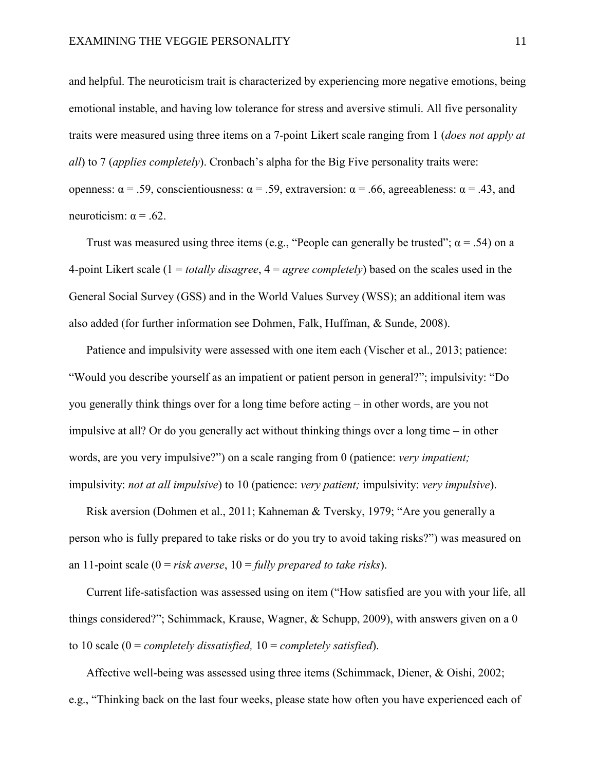and helpful. The neuroticism trait is characterized by experiencing more negative emotions, being emotional instable, and having low tolerance for stress and aversive stimuli. All five personality traits were measured using three items on a 7-point Likert scale ranging from 1 (*does not apply at all*) to 7 (*applies completely*). Cronbach's alpha for the Big Five personality traits were: openness: $\alpha = .59$, conscientiousness: $\alpha = .59$, extraversion: $\alpha = .66$, agreeableness: $\alpha = .43$, and neuroticism: $\alpha = .62$.

Trust was measured using three items (e.g., "People can generally be trusted"; $\alpha = .54$) on a 4-point Likert scale (1 = *totally disagree*, 4 = *agree completely*) based on the scales used in the General Social Survey (GSS) and in the World Values Survey (WSS); an additional item was also added (for further information see Dohmen, Falk, Huffman, & Sunde, 2008).

Patience and impulsivity were assessed with one item each (Vischer et al., 2013; patience: "Would you describe yourself as an impatient or patient person in general?"; impulsivity: "Do you generally think things over for a long time before acting – in other words, are you not impulsive at all? Or do you generally act without thinking things over a long time – in other words, are you very impulsive?") on a scale ranging from 0 (patience: *very impatient;* impulsivity: *not at all impulsive*) to 10 (patience: *very patient;* impulsivity: *very impulsive*).

Risk aversion (Dohmen et al., 2011; Kahneman & Tversky, 1979; "Are you generally a person who is fully prepared to take risks or do you try to avoid taking risks?") was measured on an 11-point scale (0 = *risk averse*, 10 = *fully prepared to take risks*).

Current life-satisfaction was assessed using on item ("How satisfied are you with your life, all things considered?"; Schimmack, Krause, Wagner, & Schupp, 2009), with answers given on a 0 to 10 scale (0 = *completely dissatisfied,* 10 = *completely satisfied*).

Affective well-being was assessed using three items (Schimmack, Diener, & Oishi, 2002; e.g., "Thinking back on the last four weeks, please state how often you have experienced each of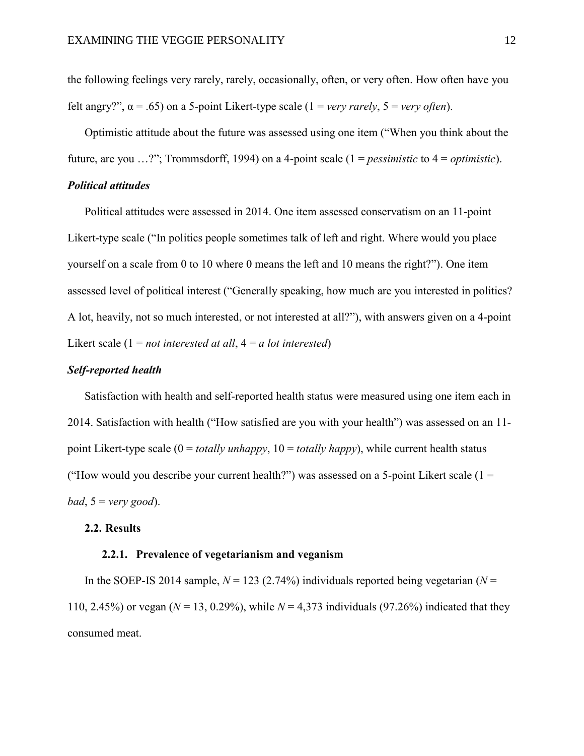the following feelings very rarely, rarely, occasionally, often, or very often. How often have you felt angry?", $\alpha = .65$) on a 5-point Likert-type scale (1 = *very rarely*, 5 = *very often*).

Optimistic attitude about the future was assessed using one item ("When you think about the future, are you …?"; Trommsdorff, 1994) on a 4-point scale (1 = *pessimistic* to 4 = *optimistic*).

***Political attitudes***

Political attitudes were assessed in 2014. One item assessed conservatism on an 11-point Likert-type scale ("In politics people sometimes talk of left and right. Where would you place yourself on a scale from 0 to 10 where 0 means the left and 10 means the right?"). One item assessed level of political interest ("Generally speaking, how much are you interested in politics? A lot, heavily, not so much interested, or not interested at all?"), with answers given on a 4-point Likert scale (1 = *not interested at all*, 4 = *a lot interested*)

***Self-reported health***

Satisfaction with health and self-reported health status were measured using one item each in 2014. Satisfaction with health ("How satisfied are you with your health") was assessed on an 11-point Likert-type scale (0 = *totally unhappy*, 10 = *totally happy*), while current health status ("How would you describe your current health?") was assessed on a 5-point Likert scale (1 = *bad*, 5 = *very good*).

## 2.2. Results

### 2.2.1. Prevalence of vegetarianism and veganism

In the SOEP-IS 2014 sample, $N = 123$ (2.74%) individuals reported being vegetarian ($N = 110$, 2.45%) or vegan ($N = 13$, 0.29%), while $N = 4{,}373$ individuals (97.26%) indicated that they consumed meat.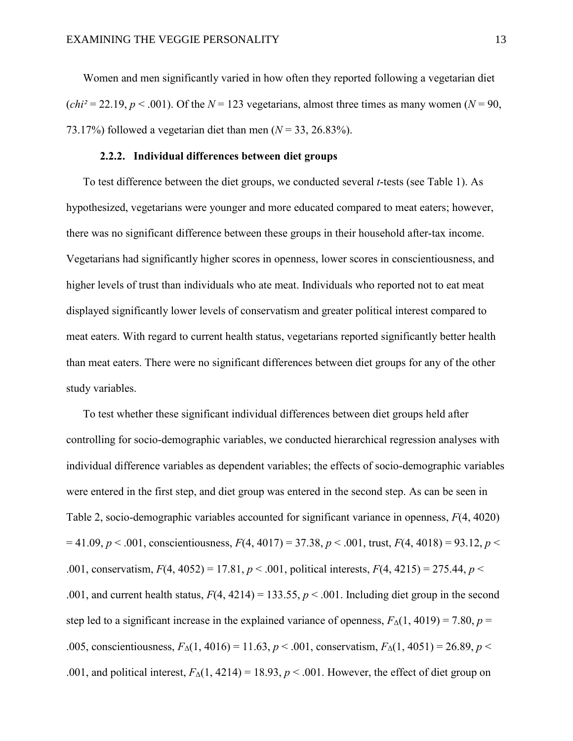Women and men significantly varied in how often they reported following a vegetarian diet ($chi^2 = 22.19$, $p < .001$). Of the $N = 123$ vegetarians, almost three times as many women ($N = 90$, 73.17%) followed a vegetarian diet than men ($N = 33$, 26.83%).

### 2.2.2. Individual differences between diet groups

To test difference between the diet groups, we conducted several *t*-tests (see Table 1). As hypothesized, vegetarians were younger and more educated compared to meat eaters; however, there was no significant difference between these groups in their household after-tax income. Vegetarians had significantly higher scores in openness, lower scores in conscientiousness, and higher levels of trust than individuals who ate meat. Individuals who reported not to eat meat displayed significantly lower levels of conservatism and greater political interest compared to meat eaters. With regard to current health status, vegetarians reported significantly better health than meat eaters. There were no significant differences between diet groups for any of the other study variables.

To test whether these significant individual differences between diet groups held after controlling for socio-demographic variables, we conducted hierarchical regression analyses with individual difference variables as dependent variables; the effects of socio-demographic variables were entered in the first step, and diet group was entered in the second step. As can be seen in Table 2, socio-demographic variables accounted for significant variance in openness, $F(4, 4020) = 41.09$, $p < .001$, conscientiousness, $F(4, 4017) = 37.38$, $p < .001$, trust, $F(4, 4018) = 93.12$, $p < .001$, conservatism, $F(4, 4052) = 17.81$, $p < .001$, political interests, $F(4, 4215) = 275.44$, $p < .001$, and current health status, $F(4, 4214) = 133.55$, $p < .001$. Including diet group in the second step led to a significant increase in the explained variance of openness, $F_{\Delta}(1, 4019) = 7.80$, $p = .005$, conscientiousness, $F_{\Delta}(1, 4016) = 11.63$, $p < .001$, conservatism, $F_{\Delta}(1, 4051) = 26.89$, $p < .001$, and political interest, $F_{\Delta}(1, 4214) = 18.93$, $p < .001$. However, the effect of diet group on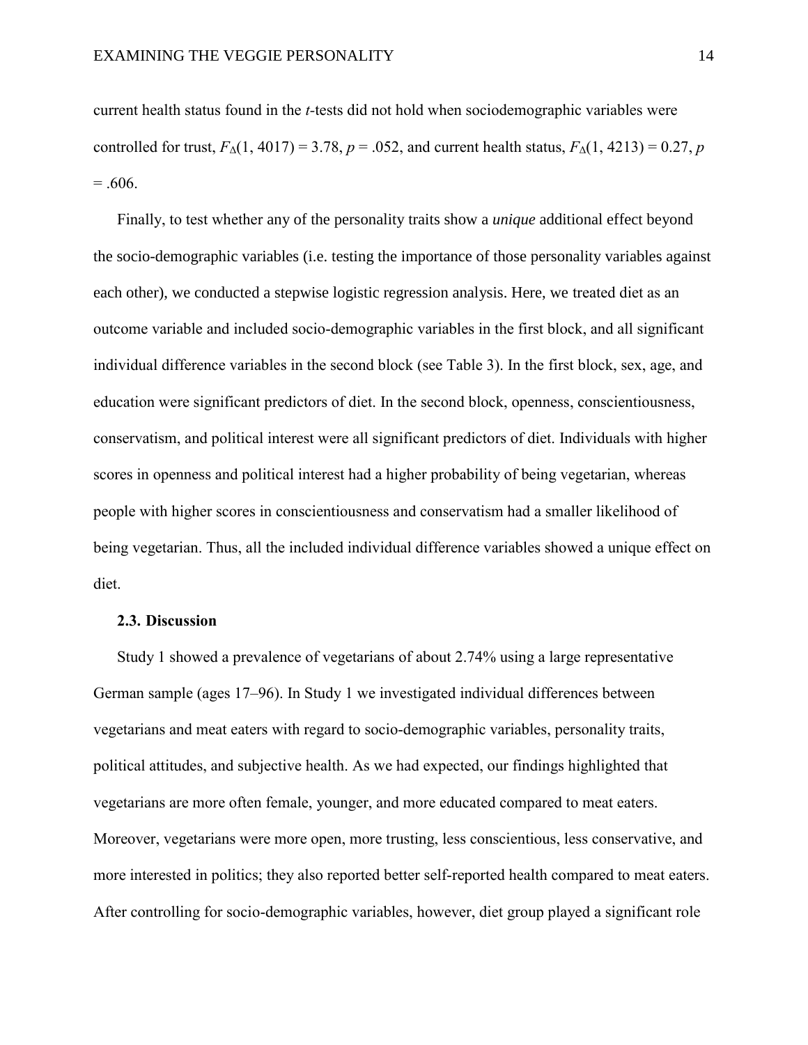current health status found in the *t*-tests did not hold when sociodemographic variables were controlled for trust, $F_{\Delta}(1, 4017) = 3.78$, $p = .052$, and current health status, $F_{\Delta}(1, 4213) = 0.27$, $p = .606$.

Finally, to test whether any of the personality traits show a *unique* additional effect beyond the socio-demographic variables (i.e. testing the importance of those personality variables against each other), we conducted a stepwise logistic regression analysis. Here, we treated diet as an outcome variable and included socio-demographic variables in the first block, and all significant individual difference variables in the second block (see Table 3). In the first block, sex, age, and education were significant predictors of diet. In the second block, openness, conscientiousness, conservatism, and political interest were all significant predictors of diet. Individuals with higher scores in openness and political interest had a higher probability of being vegetarian, whereas people with higher scores in conscientiousness and conservatism had a smaller likelihood of being vegetarian. Thus, all the included individual difference variables showed a unique effect on diet.

### 2.3. Discussion

Study 1 showed a prevalence of vegetarians of about 2.74% using a large representative German sample (ages 17–96). In Study 1 we investigated individual differences between vegetarians and meat eaters with regard to socio-demographic variables, personality traits, political attitudes, and subjective health. As we had expected, our findings highlighted that vegetarians are more often female, younger, and more educated compared to meat eaters. Moreover, vegetarians were more open, more trusting, less conscientious, less conservative, and more interested in politics; they also reported better self-reported health compared to meat eaters. After controlling for socio-demographic variables, however, diet group played a significant role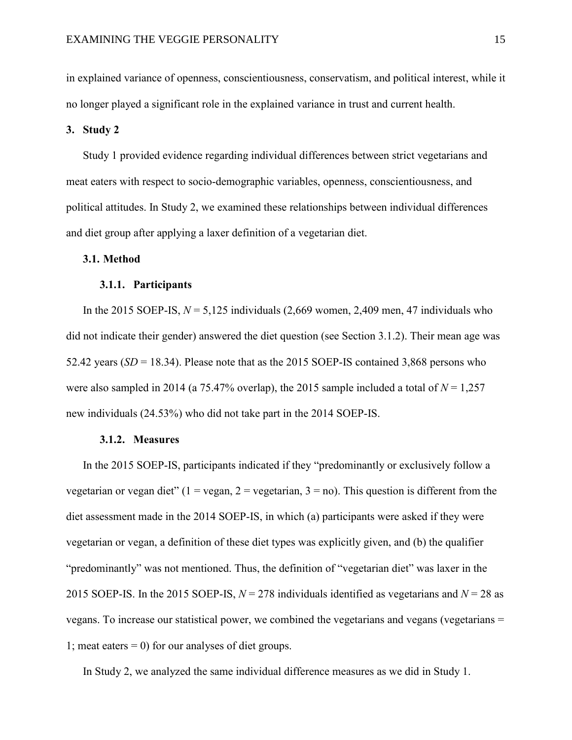in explained variance of openness, conscientiousness, conservatism, and political interest, while it no longer played a significant role in the explained variance in trust and current health.

## 3. Study 2

Study 1 provided evidence regarding individual differences between strict vegetarians and meat eaters with respect to socio-demographic variables, openness, conscientiousness, and political attitudes. In Study 2, we examined these relationships between individual differences and diet group after applying a laxer definition of a vegetarian diet.

### 3.1. Method

#### 3.1.1. Participants

In the 2015 SOEP-IS, $N = 5{,}125$ individuals (2,669 women, 2,409 men, 47 individuals who did not indicate their gender) answered the diet question (see Section 3.1.2). Their mean age was 52.42 years ($SD = 18.34$). Please note that as the 2015 SOEP-IS contained 3,868 persons who were also sampled in 2014 (a 75.47% overlap), the 2015 sample included a total of $N = 1{,}257$ new individuals (24.53%) who did not take part in the 2014 SOEP-IS.

#### 3.1.2. Measures

In the 2015 SOEP-IS, participants indicated if they "predominantly or exclusively follow a vegetarian or vegan diet" (1 = vegan, 2 = vegetarian, 3 = no). This question is different from the diet assessment made in the 2014 SOEP-IS, in which (a) participants were asked if they were vegetarian or vegan, a definition of these diet types was explicitly given, and (b) the qualifier "predominantly" was not mentioned. Thus, the definition of "vegetarian diet" was laxer in the 2015 SOEP-IS. In the 2015 SOEP-IS, $N = 278$ individuals identified as vegetarians and $N = 28$ as vegans. To increase our statistical power, we combined the vegetarians and vegans (vegetarians = 1; meat eaters = 0) for our analyses of diet groups.

In Study 2, we analyzed the same individual difference measures as we did in Study 1.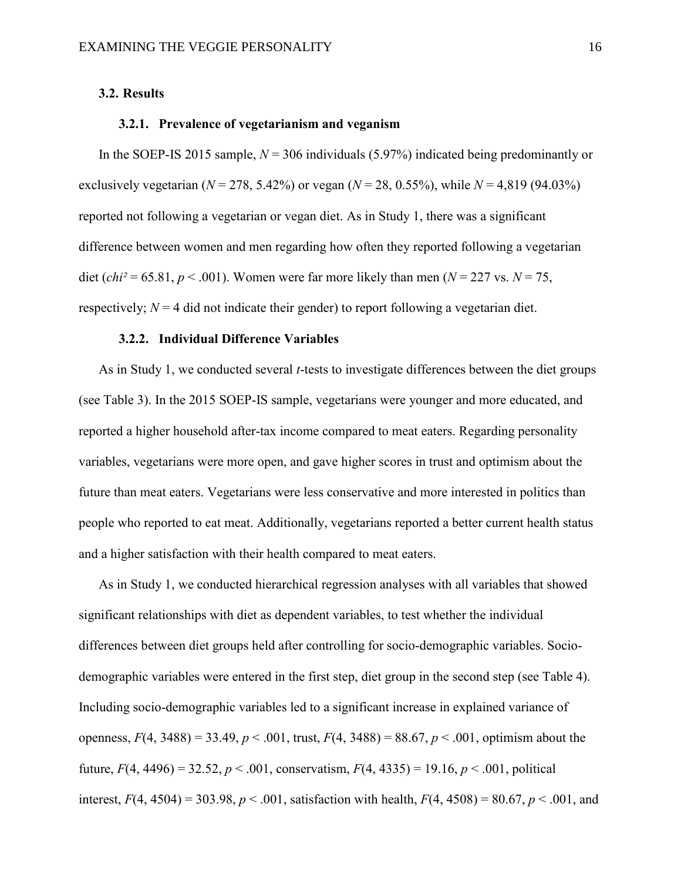## 3.2. Results

### 3.2.1. Prevalence of vegetarianism and veganism

In the SOEP-IS 2015 sample, $N = 306$ individuals (5.97%) indicated being predominantly or exclusively vegetarian ($N = 278$, 5.42%) or vegan ($N = 28$, 0.55%), while $N = 4{,}819$ (94.03%) reported not following a vegetarian or vegan diet. As in Study 1, there was a significant difference between women and men regarding how often they reported following a vegetarian diet ($chi^2 = 65.81$, $p < .001$). Women were far more likely than men ($N = 227$ vs. $N = 75$, respectively; $N = 4$ did not indicate their gender) to report following a vegetarian diet.

### 3.2.2. Individual Difference Variables

As in Study 1, we conducted several *t*-tests to investigate differences between the diet groups (see Table 3). In the 2015 SOEP-IS sample, vegetarians were younger and more educated, and reported a higher household after-tax income compared to meat eaters. Regarding personality variables, vegetarians were more open, and gave higher scores in trust and optimism about the future than meat eaters. Vegetarians were less conservative and more interested in politics than people who reported to eat meat. Additionally, vegetarians reported a better current health status and a higher satisfaction with their health compared to meat eaters.

As in Study 1, we conducted hierarchical regression analyses with all variables that showed significant relationships with diet as dependent variables, to test whether the individual differences between diet groups held after controlling for socio-demographic variables. Socio-demographic variables were entered in the first step, diet group in the second step (see Table 4). Including socio-demographic variables led to a significant increase in explained variance of openness, $F(4, 3488) = 33.49$, $p < .001$, trust, $F(4, 3488) = 88.67$, $p < .001$, optimism about the future, $F(4, 4496) = 32.52$, $p < .001$, conservatism, $F(4, 4335) = 19.16$, $p < .001$, political interest, $F(4, 4504) = 303.98$, $p < .001$, satisfaction with health, $F(4, 4508) = 80.67$, $p < .001$, and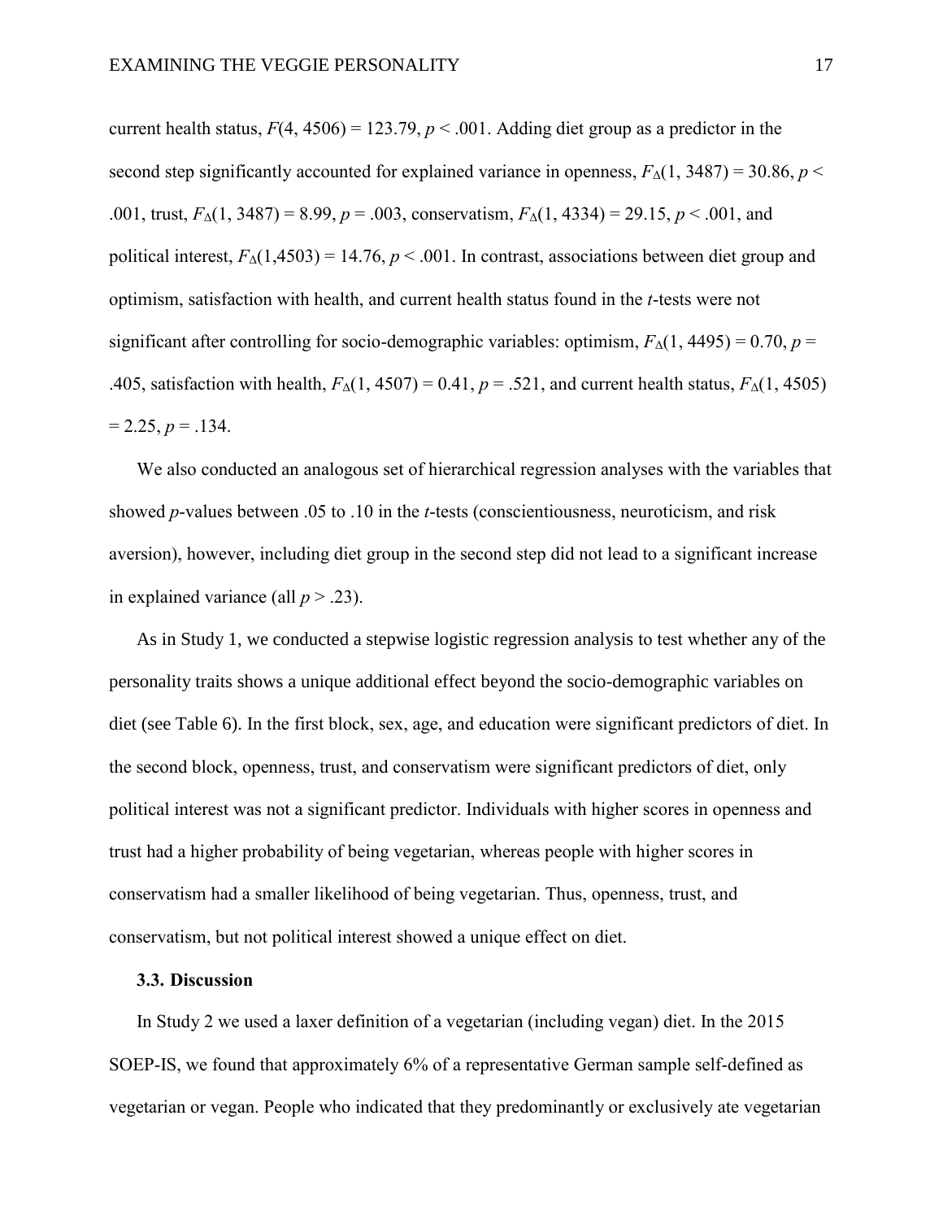current health status, $F(4, 4506) = 123.79$, $p < .001$. Adding diet group as a predictor in the second step significantly accounted for explained variance in openness, $F_{\Delta}(1, 3487) = 30.86$, $p < .001$, trust, $F_{\Delta}(1, 3487) = 8.99$, $p = .003$, conservatism, $F_{\Delta}(1, 4334) = 29.15$, $p < .001$, and political interest, $F_{\Delta}(1,4503) = 14.76$, $p < .001$. In contrast, associations between diet group and optimism, satisfaction with health, and current health status found in the *t*-tests were not significant after controlling for socio-demographic variables: optimism, $F_{\Delta}(1, 4495) = 0.70$, $p = .405$, satisfaction with health, $F_{\Delta}(1, 4507) = 0.41$, $p = .521$, and current health status, $F_{\Delta}(1, 4505) = 2.25$, $p = .134$.

We also conducted an analogous set of hierarchical regression analyses with the variables that showed *p*-values between .05 to .10 in the *t*-tests (conscientiousness, neuroticism, and risk aversion), however, including diet group in the second step did not lead to a significant increase in explained variance (all $p > .23$).

As in Study 1, we conducted a stepwise logistic regression analysis to test whether any of the personality traits shows a unique additional effect beyond the socio-demographic variables on diet (see Table 6). In the first block, sex, age, and education were significant predictors of diet. In the second block, openness, trust, and conservatism were significant predictors of diet, only political interest was not a significant predictor. Individuals with higher scores in openness and trust had a higher probability of being vegetarian, whereas people with higher scores in conservatism had a smaller likelihood of being vegetarian. Thus, openness, trust, and conservatism, but not political interest showed a unique effect on diet.

### 3.3. Discussion

In Study 2 we used a laxer definition of a vegetarian (including vegan) diet. In the 2015 SOEP-IS, we found that approximately 6% of a representative German sample self-defined as vegetarian or vegan. People who indicated that they predominantly or exclusively ate vegetarian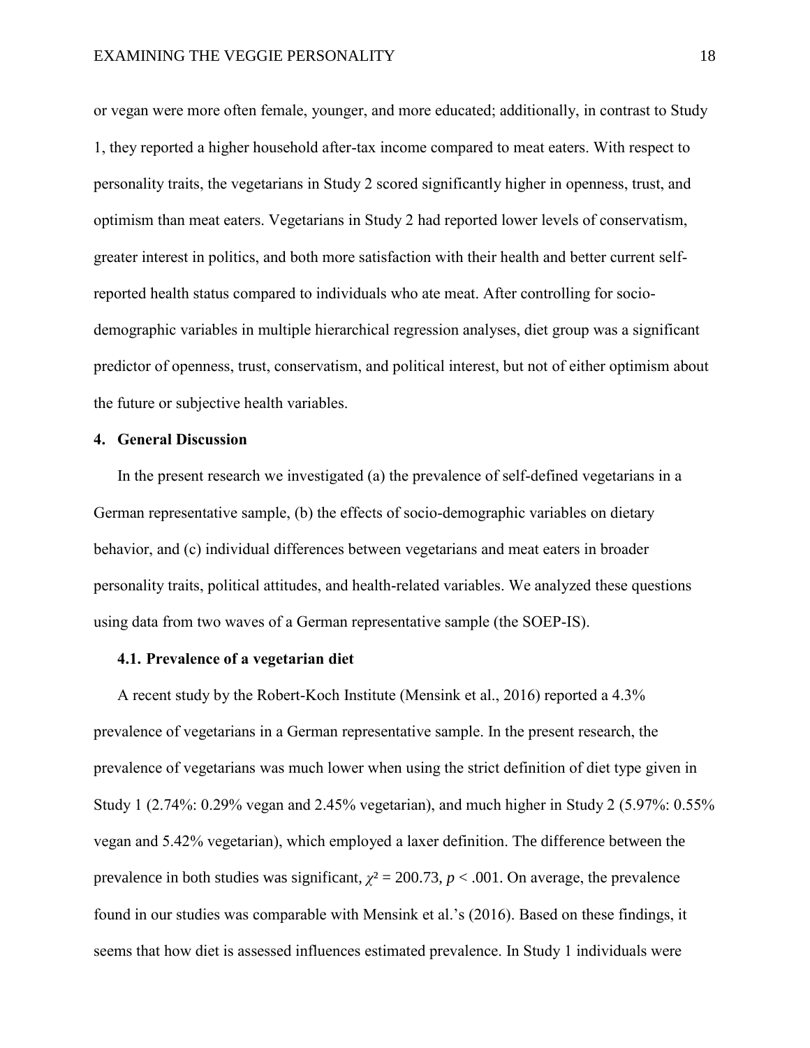or vegan were more often female, younger, and more educated; additionally, in contrast to Study 1, they reported a higher household after-tax income compared to meat eaters. With respect to personality traits, the vegetarians in Study 2 scored significantly higher in openness, trust, and optimism than meat eaters. Vegetarians in Study 2 had reported lower levels of conservatism, greater interest in politics, and both more satisfaction with their health and better current self-reported health status compared to individuals who ate meat. After controlling for socio-demographic variables in multiple hierarchical regression analyses, diet group was a significant predictor of openness, trust, conservatism, and political interest, but not of either optimism about the future or subjective health variables.

## 4. General Discussion

In the present research we investigated (a) the prevalence of self-defined vegetarians in a German representative sample, (b) the effects of socio-demographic variables on dietary behavior, and (c) individual differences between vegetarians and meat eaters in broader personality traits, political attitudes, and health-related variables. We analyzed these questions using data from two waves of a German representative sample (the SOEP-IS).

### 4.1. Prevalence of a vegetarian diet

A recent study by the Robert-Koch Institute (Mensink et al., 2016) reported a 4.3% prevalence of vegetarians in a German representative sample. In the present research, the prevalence of vegetarians was much lower when using the strict definition of diet type given in Study 1 (2.74%: 0.29% vegan and 2.45% vegetarian), and much higher in Study 2 (5.97%: 0.55% vegan and 5.42% vegetarian), which employed a laxer definition. The difference between the prevalence in both studies was significant, $\chi^2 = 200.73$, $p < .001$. On average, the prevalence found in our studies was comparable with Mensink et al.'s (2016). Based on these findings, it seems that how diet is assessed influences estimated prevalence. In Study 1 individuals were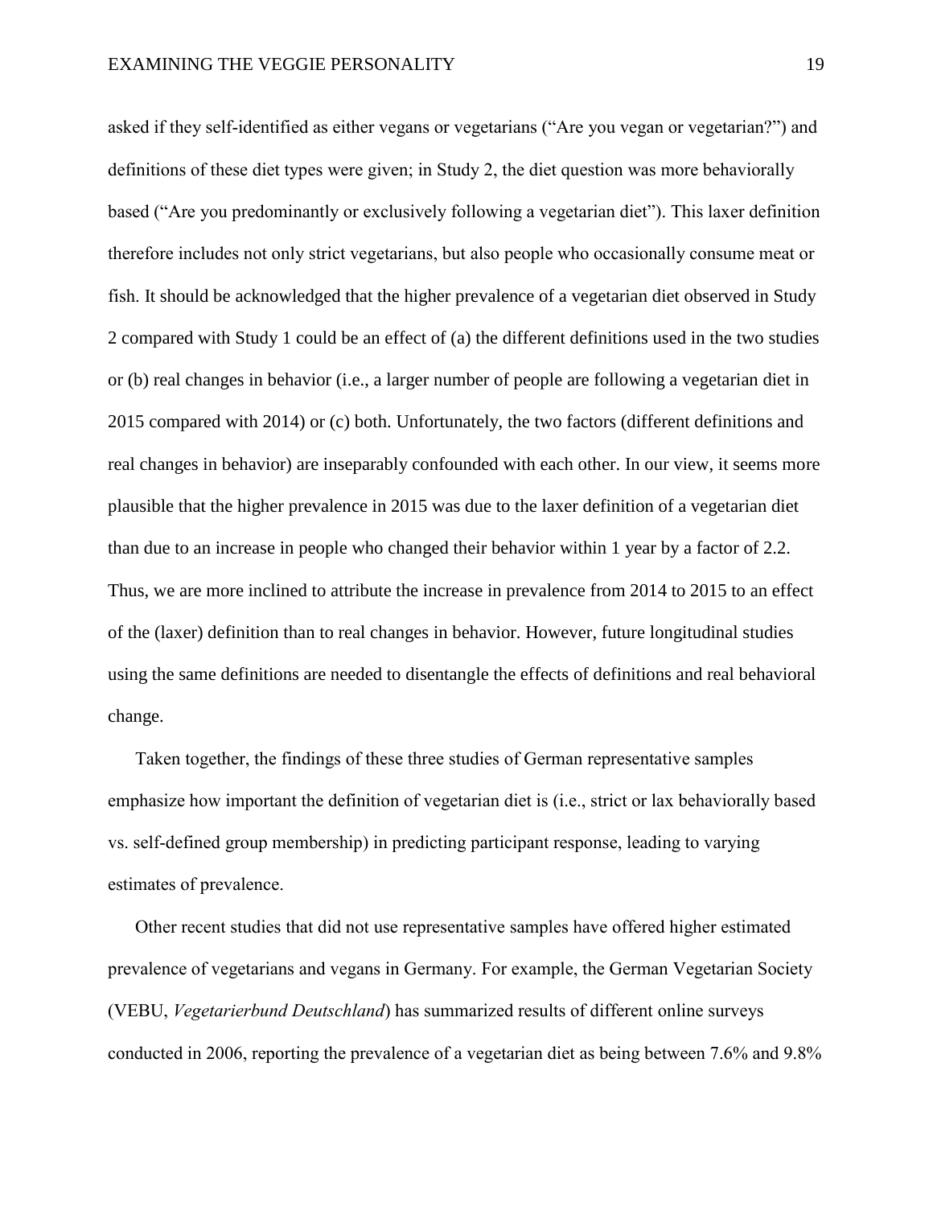asked if they self-identified as either vegans or vegetarians ("Are you vegan or vegetarian?") and definitions of these diet types were given; in Study 2, the diet question was more behaviorally based ("Are you predominantly or exclusively following a vegetarian diet"). This laxer definition therefore includes not only strict vegetarians, but also people who occasionally consume meat or fish. It should be acknowledged that the higher prevalence of a vegetarian diet observed in Study 2 compared with Study 1 could be an effect of (a) the different definitions used in the two studies or (b) real changes in behavior (i.e., a larger number of people are following a vegetarian diet in 2015 compared with 2014) or (c) both. Unfortunately, the two factors (different definitions and real changes in behavior) are inseparably confounded with each other. In our view, it seems more plausible that the higher prevalence in 2015 was due to the laxer definition of a vegetarian diet than due to an increase in people who changed their behavior within 1 year by a factor of 2.2. Thus, we are more inclined to attribute the increase in prevalence from 2014 to 2015 to an effect of the (laxer) definition than to real changes in behavior. However, future longitudinal studies using the same definitions are needed to disentangle the effects of definitions and real behavioral change.

Taken together, the findings of these three studies of German representative samples emphasize how important the definition of vegetarian diet is (i.e., strict or lax behaviorally based vs. self-defined group membership) in predicting participant response, leading to varying estimates of prevalence.

Other recent studies that did not use representative samples have offered higher estimated prevalence of vegetarians and vegans in Germany. For example, the German Vegetarian Society (VEBU, *Vegetarierbund Deutschland*) has summarized results of different online surveys conducted in 2006, reporting the prevalence of a vegetarian diet as being between 7.6% and 9.8%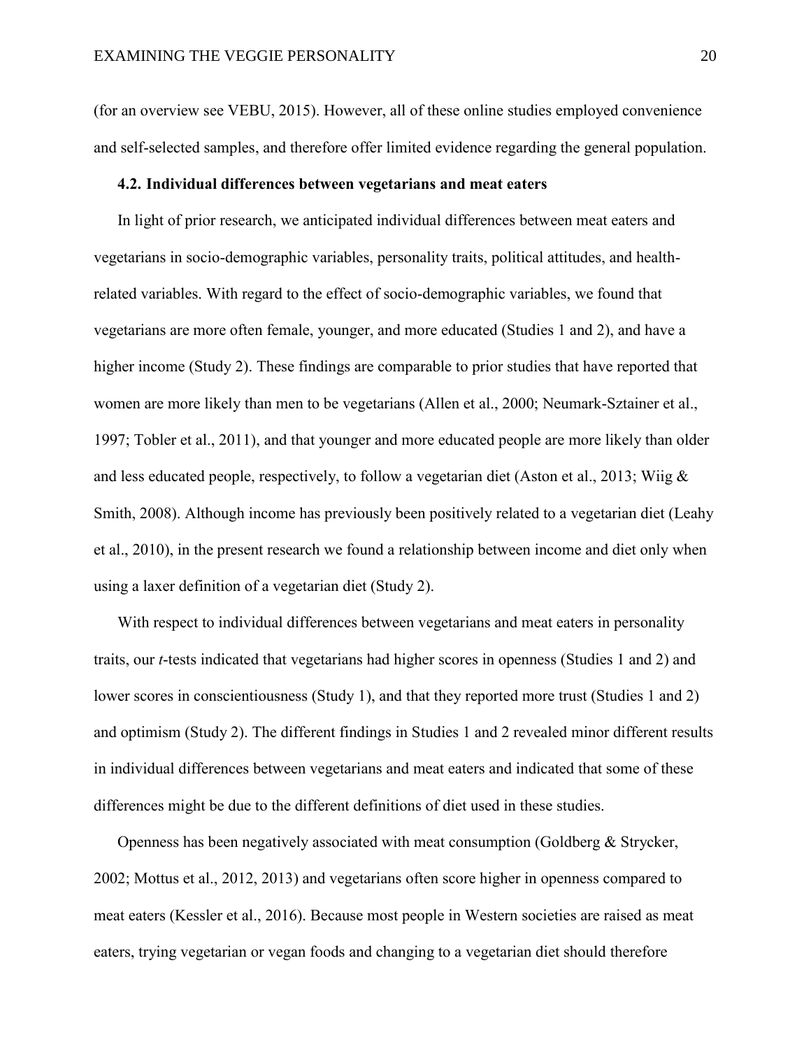(for an overview see VEBU, 2015). However, all of these online studies employed convenience and self-selected samples, and therefore offer limited evidence regarding the general population.

**4.2. Individual differences between vegetarians and meat eaters**

In light of prior research, we anticipated individual differences between meat eaters and vegetarians in socio-demographic variables, personality traits, political attitudes, and health-related variables. With regard to the effect of socio-demographic variables, we found that vegetarians are more often female, younger, and more educated (Studies 1 and 2), and have a higher income (Study 2). These findings are comparable to prior studies that have reported that women are more likely than men to be vegetarians (Allen et al., 2000; Neumark-Sztainer et al., 1997; Tobler et al., 2011), and that younger and more educated people are more likely than older and less educated people, respectively, to follow a vegetarian diet (Aston et al., 2013; Wiig & Smith, 2008). Although income has previously been positively related to a vegetarian diet (Leahy et al., 2010), in the present research we found a relationship between income and diet only when using a laxer definition of a vegetarian diet (Study 2).

With respect to individual differences between vegetarians and meat eaters in personality traits, our *t*-tests indicated that vegetarians had higher scores in openness (Studies 1 and 2) and lower scores in conscientiousness (Study 1), and that they reported more trust (Studies 1 and 2) and optimism (Study 2). The different findings in Studies 1 and 2 revealed minor different results in individual differences between vegetarians and meat eaters and indicated that some of these differences might be due to the different definitions of diet used in these studies.

Openness has been negatively associated with meat consumption (Goldberg & Strycker, 2002; Mottus et al., 2012, 2013) and vegetarians often score higher in openness compared to meat eaters (Kessler et al., 2016). Because most people in Western societies are raised as meat eaters, trying vegetarian or vegan foods and changing to a vegetarian diet should therefore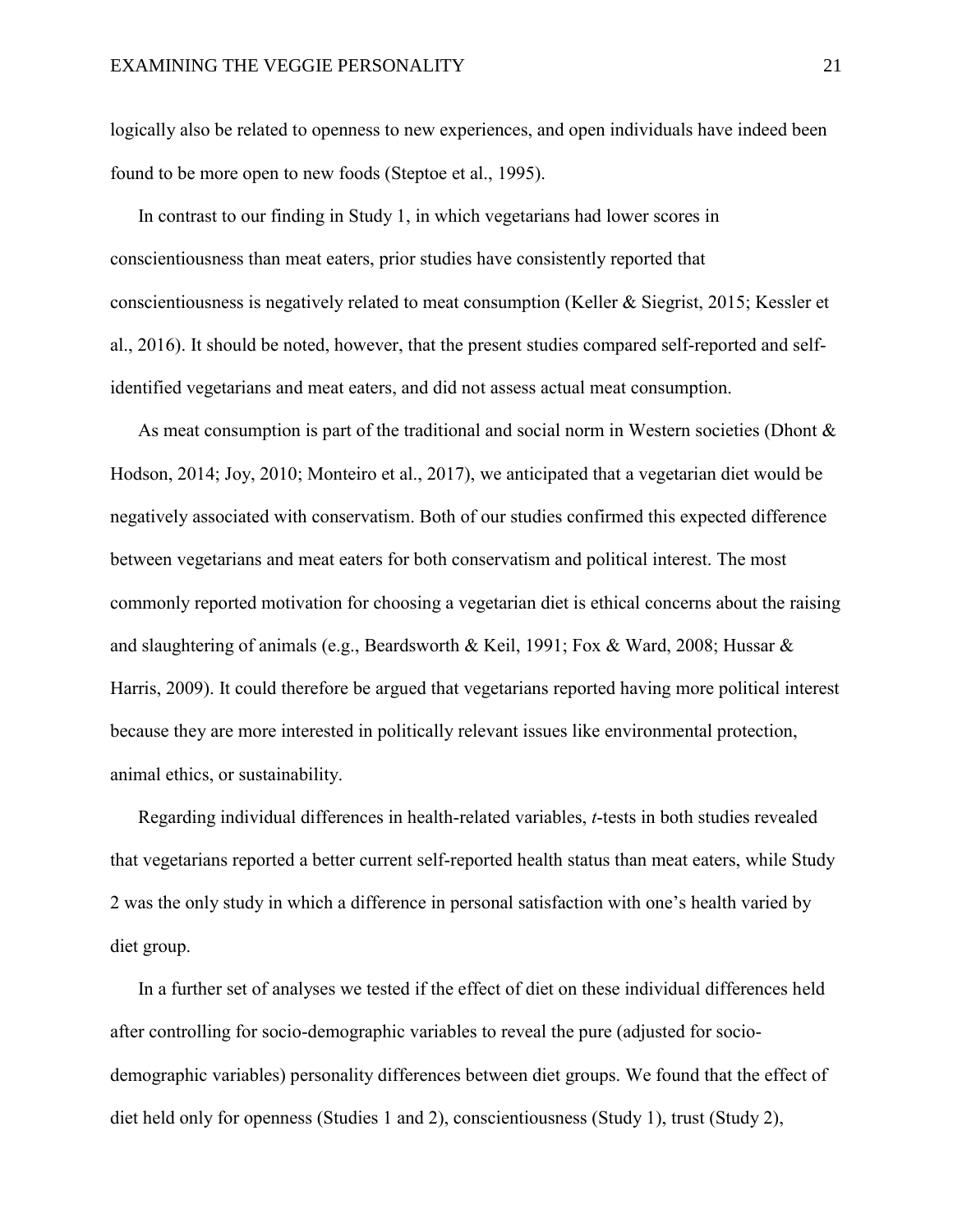logically also be related to openness to new experiences, and open individuals have indeed been found to be more open to new foods (Steptoe et al., 1995).

In contrast to our finding in Study 1, in which vegetarians had lower scores in conscientiousness than meat eaters, prior studies have consistently reported that conscientiousness is negatively related to meat consumption (Keller & Siegrist, 2015; Kessler et al., 2016). It should be noted, however, that the present studies compared self-reported and self-identified vegetarians and meat eaters, and did not assess actual meat consumption.

As meat consumption is part of the traditional and social norm in Western societies (Dhont & Hodson, 2014; Joy, 2010; Monteiro et al., 2017), we anticipated that a vegetarian diet would be negatively associated with conservatism. Both of our studies confirmed this expected difference between vegetarians and meat eaters for both conservatism and political interest. The most commonly reported motivation for choosing a vegetarian diet is ethical concerns about the raising and slaughtering of animals (e.g., Beardsworth & Keil, 1991; Fox & Ward, 2008; Hussar & Harris, 2009). It could therefore be argued that vegetarians reported having more political interest because they are more interested in politically relevant issues like environmental protection, animal ethics, or sustainability.

Regarding individual differences in health-related variables, *t*-tests in both studies revealed that vegetarians reported a better current self-reported health status than meat eaters, while Study 2 was the only study in which a difference in personal satisfaction with one's health varied by diet group.

In a further set of analyses we tested if the effect of diet on these individual differences held after controlling for socio-demographic variables to reveal the pure (adjusted for socio-demographic variables) personality differences between diet groups. We found that the effect of diet held only for openness (Studies 1 and 2), conscientiousness (Study 1), trust (Study 2),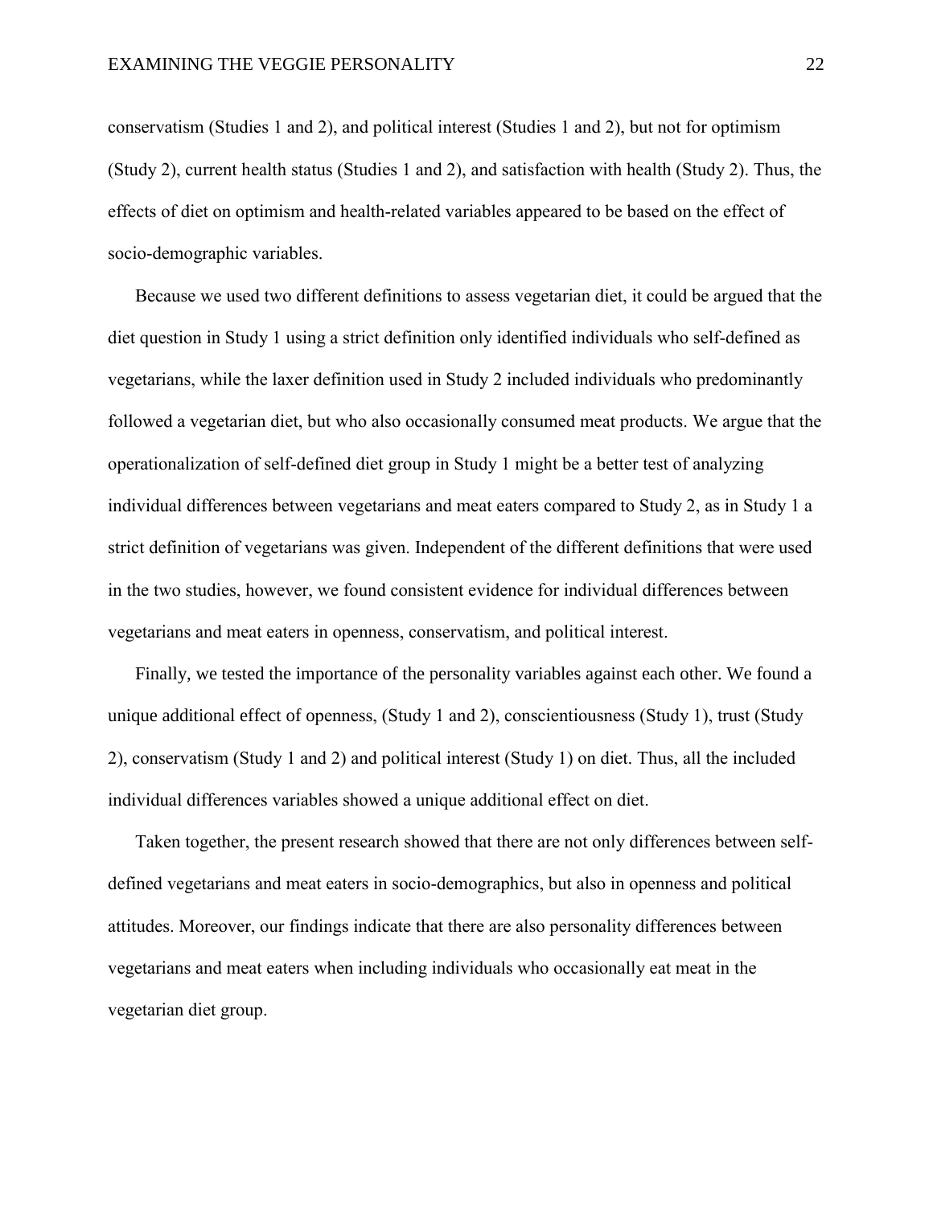conservatism (Studies 1 and 2), and political interest (Studies 1 and 2), but not for optimism (Study 2), current health status (Studies 1 and 2), and satisfaction with health (Study 2). Thus, the effects of diet on optimism and health-related variables appeared to be based on the effect of socio-demographic variables.

Because we used two different definitions to assess vegetarian diet, it could be argued that the diet question in Study 1 using a strict definition only identified individuals who self-defined as vegetarians, while the laxer definition used in Study 2 included individuals who predominantly followed a vegetarian diet, but who also occasionally consumed meat products. We argue that the operationalization of self-defined diet group in Study 1 might be a better test of analyzing individual differences between vegetarians and meat eaters compared to Study 2, as in Study 1 a strict definition of vegetarians was given. Independent of the different definitions that were used in the two studies, however, we found consistent evidence for individual differences between vegetarians and meat eaters in openness, conservatism, and political interest.

Finally, we tested the importance of the personality variables against each other. We found a unique additional effect of openness, (Study 1 and 2), conscientiousness (Study 1), trust (Study 2), conservatism (Study 1 and 2) and political interest (Study 1) on diet. Thus, all the included individual differences variables showed a unique additional effect on diet.

Taken together, the present research showed that there are not only differences between self-defined vegetarians and meat eaters in socio-demographics, but also in openness and political attitudes. Moreover, our findings indicate that there are also personality differences between vegetarians and meat eaters when including individuals who occasionally eat meat in the vegetarian diet group.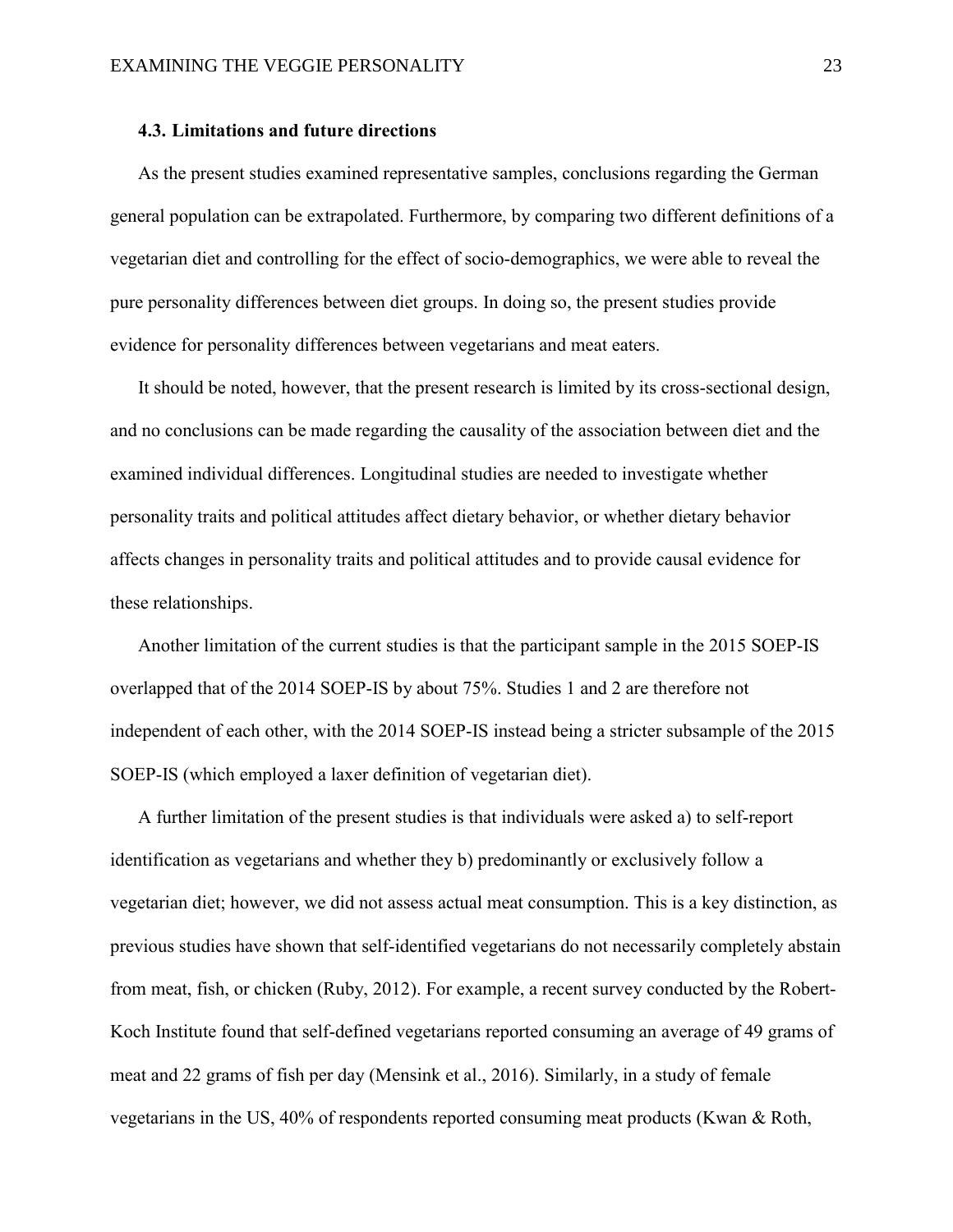### 4.3. Limitations and future directions

As the present studies examined representative samples, conclusions regarding the German general population can be extrapolated. Furthermore, by comparing two different definitions of a vegetarian diet and controlling for the effect of socio-demographics, we were able to reveal the pure personality differences between diet groups. In doing so, the present studies provide evidence for personality differences between vegetarians and meat eaters.

It should be noted, however, that the present research is limited by its cross-sectional design, and no conclusions can be made regarding the causality of the association between diet and the examined individual differences. Longitudinal studies are needed to investigate whether personality traits and political attitudes affect dietary behavior, or whether dietary behavior affects changes in personality traits and political attitudes and to provide causal evidence for these relationships.

Another limitation of the current studies is that the participant sample in the 2015 SOEP-IS overlapped that of the 2014 SOEP-IS by about 75%. Studies 1 and 2 are therefore not independent of each other, with the 2014 SOEP-IS instead being a stricter subsample of the 2015 SOEP-IS (which employed a laxer definition of vegetarian diet).

A further limitation of the present studies is that individuals were asked a) to self-report identification as vegetarians and whether they b) predominantly or exclusively follow a vegetarian diet; however, we did not assess actual meat consumption. This is a key distinction, as previous studies have shown that self-identified vegetarians do not necessarily completely abstain from meat, fish, or chicken (Ruby, 2012). For example, a recent survey conducted by the Robert-Koch Institute found that self-defined vegetarians reported consuming an average of 49 grams of meat and 22 grams of fish per day (Mensink et al., 2016). Similarly, in a study of female vegetarians in the US, 40% of respondents reported consuming meat products (Kwan & Roth,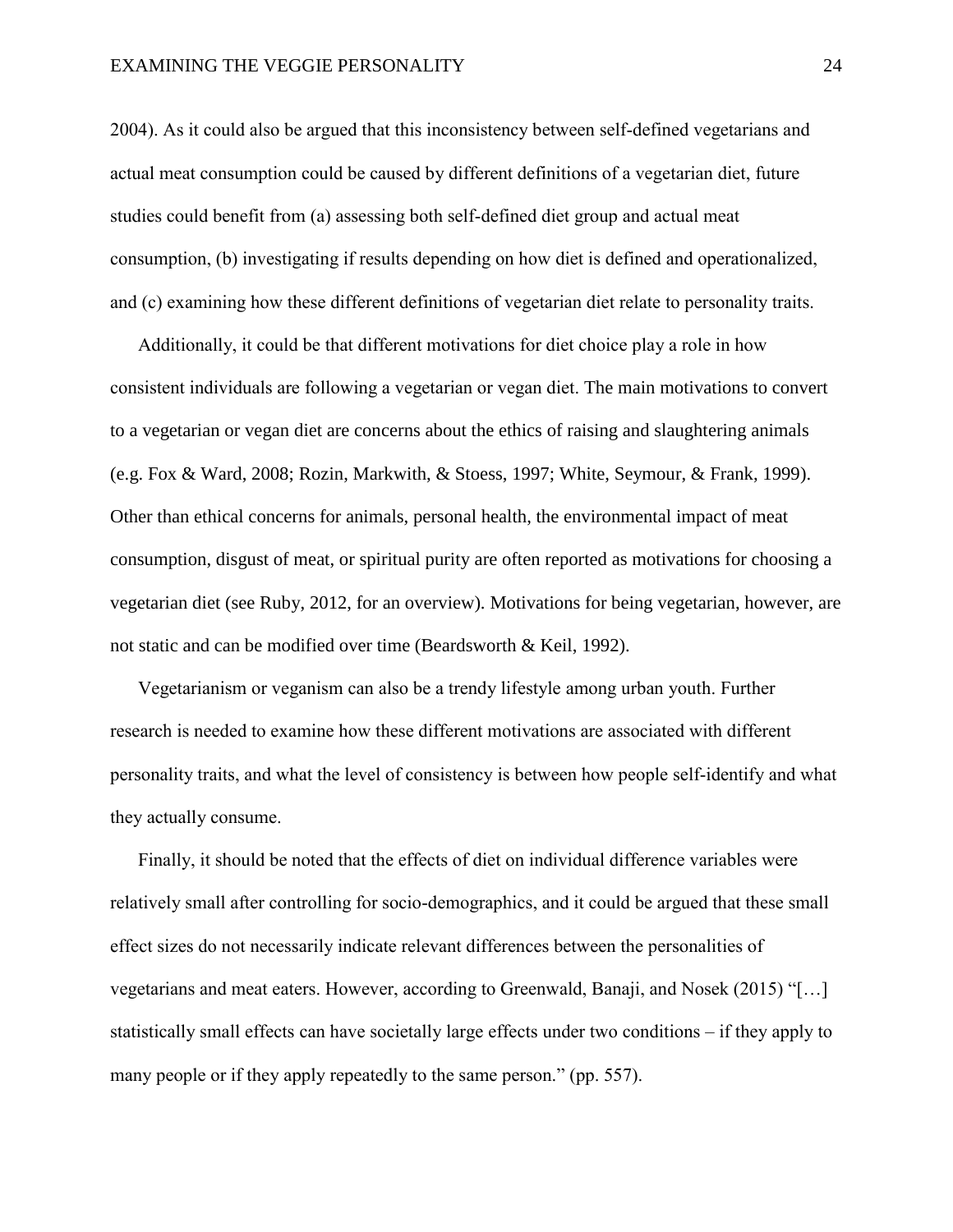2004). As it could also be argued that this inconsistency between self-defined vegetarians and actual meat consumption could be caused by different definitions of a vegetarian diet, future studies could benefit from (a) assessing both self-defined diet group and actual meat consumption, (b) investigating if results depending on how diet is defined and operationalized, and (c) examining how these different definitions of vegetarian diet relate to personality traits.

Additionally, it could be that different motivations for diet choice play a role in how consistent individuals are following a vegetarian or vegan diet. The main motivations to convert to a vegetarian or vegan diet are concerns about the ethics of raising and slaughtering animals (e.g. Fox & Ward, 2008; Rozin, Markwith, & Stoess, 1997; White, Seymour, & Frank, 1999). Other than ethical concerns for animals, personal health, the environmental impact of meat consumption, disgust of meat, or spiritual purity are often reported as motivations for choosing a vegetarian diet (see Ruby, 2012, for an overview). Motivations for being vegetarian, however, are not static and can be modified over time (Beardsworth & Keil, 1992).

Vegetarianism or veganism can also be a trendy lifestyle among urban youth. Further research is needed to examine how these different motivations are associated with different personality traits, and what the level of consistency is between how people self-identify and what they actually consume.

Finally, it should be noted that the effects of diet on individual difference variables were relatively small after controlling for socio-demographics, and it could be argued that these small effect sizes do not necessarily indicate relevant differences between the personalities of vegetarians and meat eaters. However, according to Greenwald, Banaji, and Nosek (2015) "[…] statistically small effects can have societally large effects under two conditions – if they apply to many people or if they apply repeatedly to the same person." (pp. 557).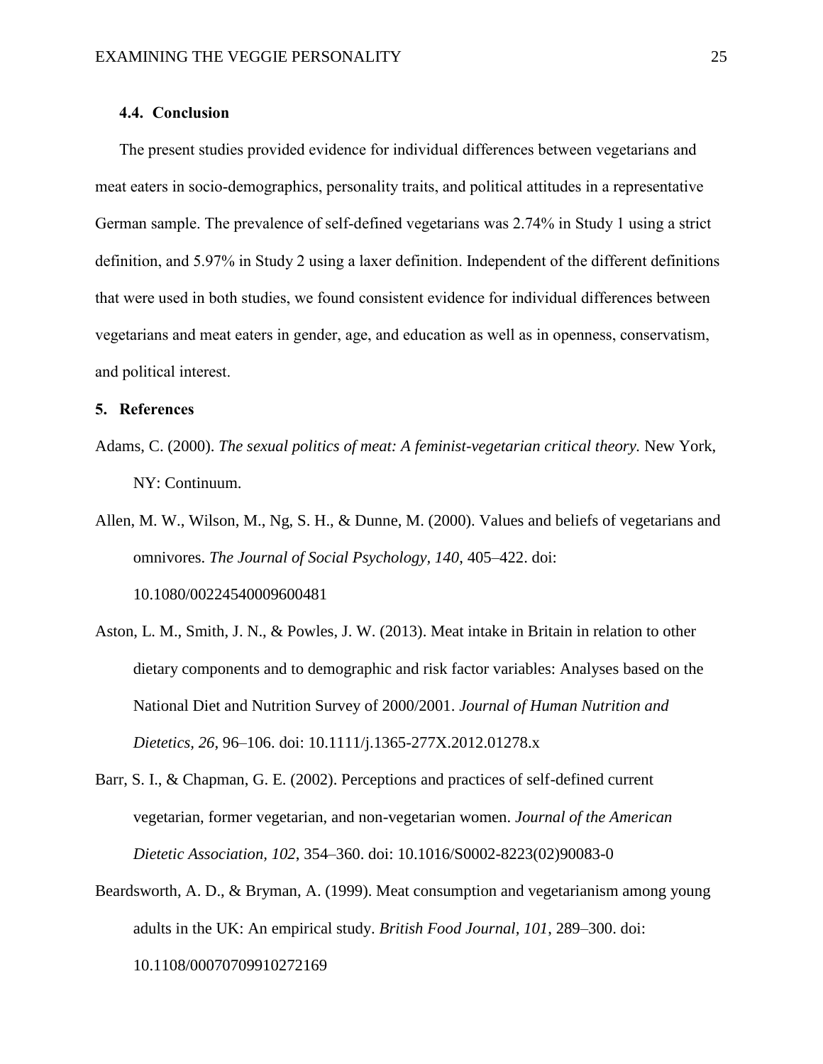### 4.4. Conclusion

The present studies provided evidence for individual differences between vegetarians and meat eaters in socio-demographics, personality traits, and political attitudes in a representative German sample. The prevalence of self-defined vegetarians was 2.74% in Study 1 using a strict definition, and 5.97% in Study 2 using a laxer definition. Independent of the different definitions that were used in both studies, we found consistent evidence for individual differences between vegetarians and meat eaters in gender, age, and education as well as in openness, conservatism, and political interest.

## 5. References

Adams, C. (2000). *The sexual politics of meat: A feminist-vegetarian critical theory.* New York, NY: Continuum.

Allen, M. W., Wilson, M., Ng, S. H., & Dunne, M. (2000). Values and beliefs of vegetarians and omnivores. *The Journal of Social Psychology, 140*, 405–422. doi: 10.1080/00224540009600481

Aston, L. M., Smith, J. N., & Powles, J. W. (2013). Meat intake in Britain in relation to other dietary components and to demographic and risk factor variables: Analyses based on the National Diet and Nutrition Survey of 2000/2001. *Journal of Human Nutrition and Dietetics, 26*, 96–106. doi: 10.1111/j.1365-277X.2012.01278.x

Barr, S. I., & Chapman, G. E. (2002). Perceptions and practices of self-defined current vegetarian, former vegetarian, and non-vegetarian women. *Journal of the American Dietetic Association, 102*, 354–360. doi: 10.1016/S0002-8223(02)90083-0

Beardsworth, A. D., & Bryman, A. (1999). Meat consumption and vegetarianism among young adults in the UK: An empirical study. *British Food Journal, 101*, 289–300. doi: 10.1108/00070709910272169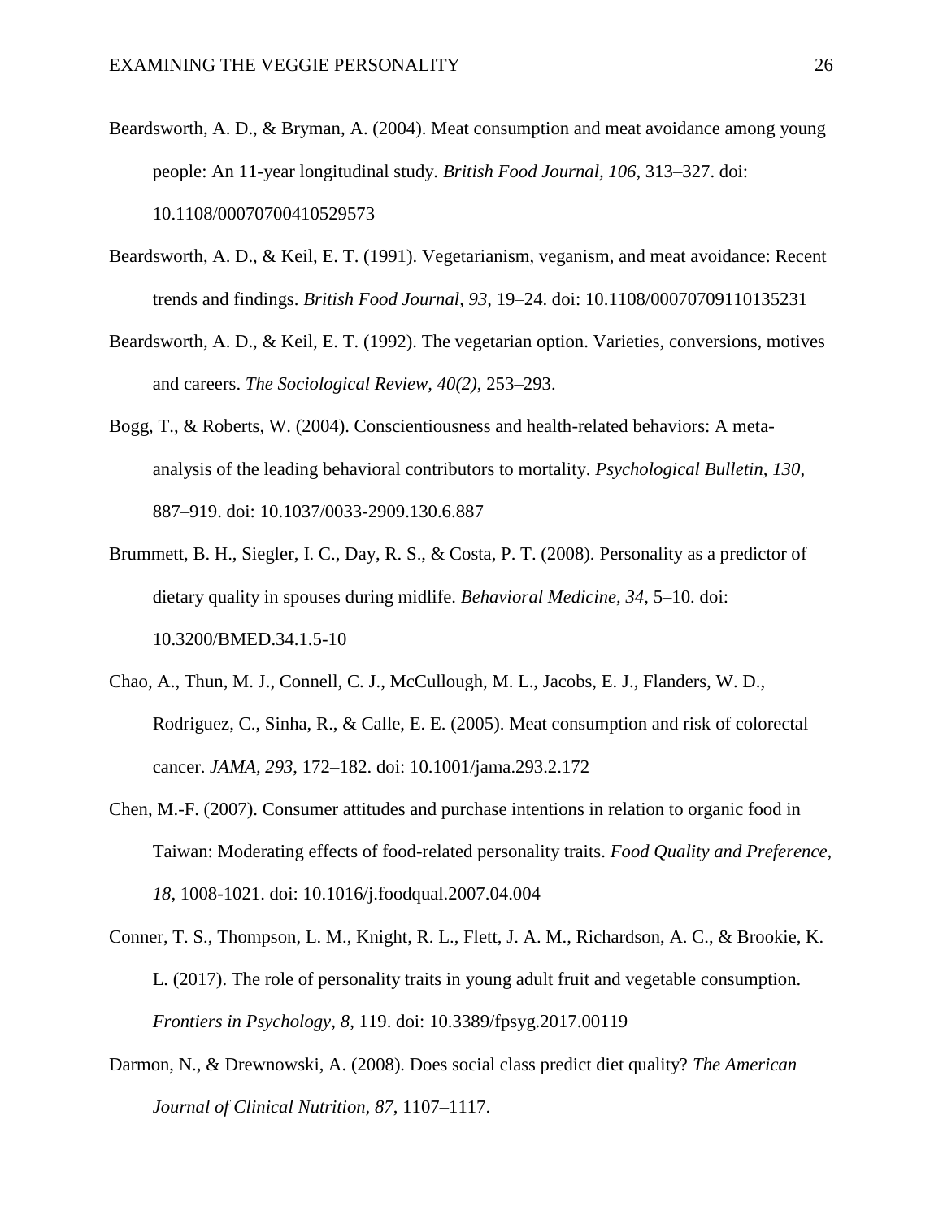Beardsworth, A. D., & Bryman, A. (2004). Meat consumption and meat avoidance among young people: An 11-year longitudinal study. *British Food Journal, 106*, 313–327. doi: 10.1108/00070700410529573

Beardsworth, A. D., & Keil, E. T. (1991). Vegetarianism, veganism, and meat avoidance: Recent trends and findings. *British Food Journal, 93*, 19–24. doi: 10.1108/00070709110135231

Beardsworth, A. D., & Keil, E. T. (1992). The vegetarian option. Varieties, conversions, motives and careers. *The Sociological Review, 40(2)*, 253–293.

Bogg, T., & Roberts, W. (2004). Conscientiousness and health-related behaviors: A meta-analysis of the leading behavioral contributors to mortality. *Psychological Bulletin, 130*, 887–919. doi: 10.1037/0033-2909.130.6.887

Brummett, B. H., Siegler, I. C., Day, R. S., & Costa, P. T. (2008). Personality as a predictor of dietary quality in spouses during midlife. *Behavioral Medicine, 34*, 5–10. doi: 10.3200/BMED.34.1.5-10

Chao, A., Thun, M. J., Connell, C. J., McCullough, M. L., Jacobs, E. J., Flanders, W. D., Rodriguez, C., Sinha, R., & Calle, E. E. (2005). Meat consumption and risk of colorectal cancer. *JAMA, 293*, 172–182. doi: 10.1001/jama.293.2.172

Chen, M.-F. (2007). Consumer attitudes and purchase intentions in relation to organic food in Taiwan: Moderating effects of food-related personality traits. *Food Quality and Preference, 18*, 1008-1021. doi: 10.1016/j.foodqual.2007.04.004

Conner, T. S., Thompson, L. M., Knight, R. L., Flett, J. A. M., Richardson, A. C., & Brookie, K. L. (2017). The role of personality traits in young adult fruit and vegetable consumption. *Frontiers in Psychology, 8*, 119. doi: 10.3389/fpsyg.2017.00119

Darmon, N., & Drewnowski, A. (2008). Does social class predict diet quality? *The American Journal of Clinical Nutrition, 87*, 1107–1117.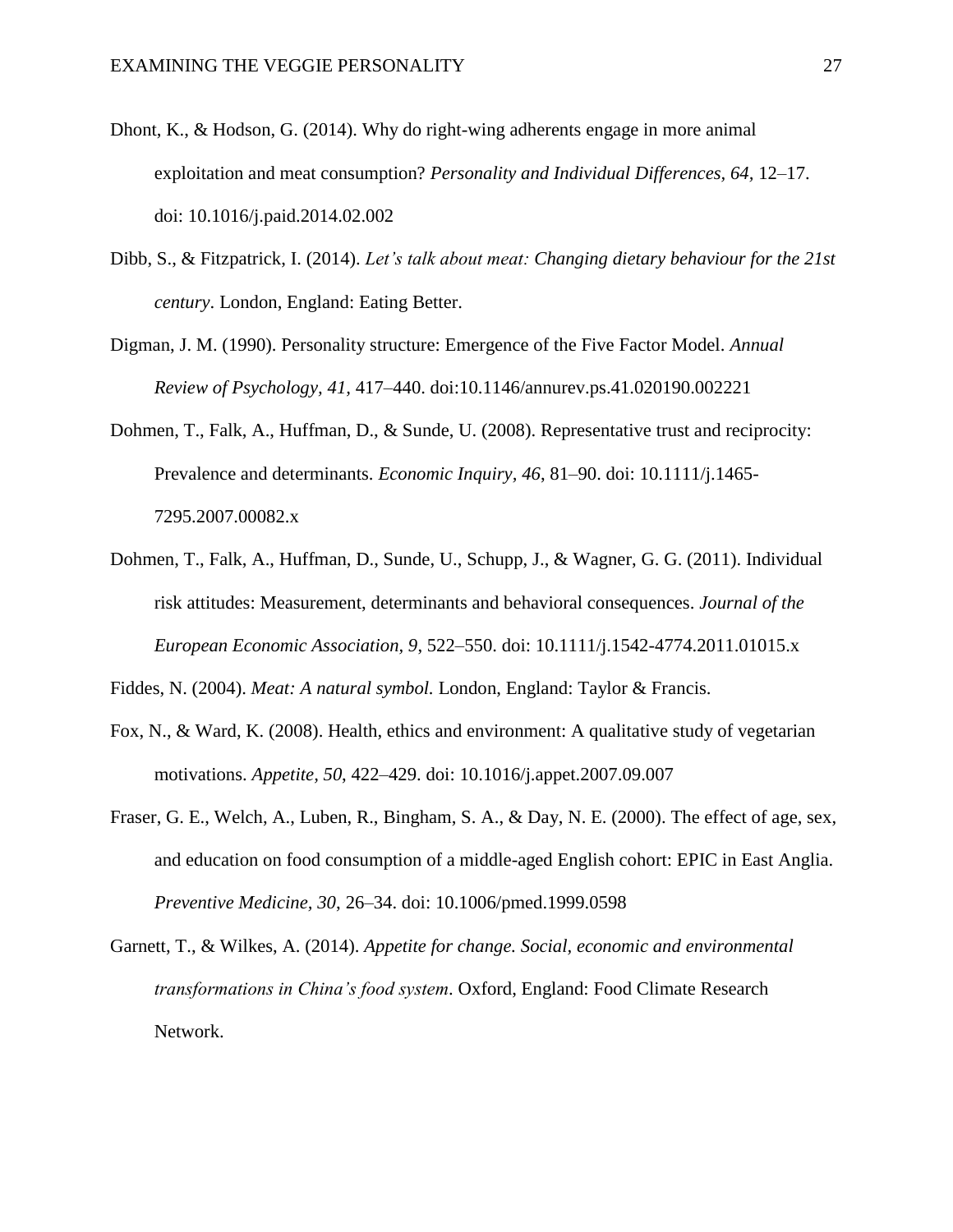Dhont, K., & Hodson, G. (2014). Why do right-wing adherents engage in more animal exploitation and meat consumption? *Personality and Individual Differences, 64*, 12–17. doi: 10.1016/j.paid.2014.02.002

Dibb, S., & Fitzpatrick, I. (2014). *Let's talk about meat: Changing dietary behaviour for the 21st century*. London, England: Eating Better.

Digman, J. M. (1990). Personality structure: Emergence of the Five Factor Model. *Annual Review of Psychology, 41*, 417–440. doi:10.1146/annurev.ps.41.020190.002221

Dohmen, T., Falk, A., Huffman, D., & Sunde, U. (2008). Representative trust and reciprocity: Prevalence and determinants. *Economic Inquiry, 46*, 81–90. doi: 10.1111/j.1465-7295.2007.00082.x

Dohmen, T., Falk, A., Huffman, D., Sunde, U., Schupp, J., & Wagner, G. G. (2011). Individual risk attitudes: Measurement, determinants and behavioral consequences. *Journal of the European Economic Association, 9*, 522–550. doi: 10.1111/j.1542-4774.2011.01015.x

Fiddes, N. (2004). *Meat: A natural symbol.* London, England: Taylor & Francis.

Fox, N., & Ward, K. (2008). Health, ethics and environment: A qualitative study of vegetarian motivations. *Appetite, 50*, 422–429. doi: 10.1016/j.appet.2007.09.007

Fraser, G. E., Welch, A., Luben, R., Bingham, S. A., & Day, N. E. (2000). The effect of age, sex, and education on food consumption of a middle-aged English cohort: EPIC in East Anglia. *Preventive Medicine, 30*, 26–34. doi: 10.1006/pmed.1999.0598

Garnett, T., & Wilkes, A. (2014). *Appetite for change. Social, economic and environmental transformations in China's food system*. Oxford, England: Food Climate Research Network.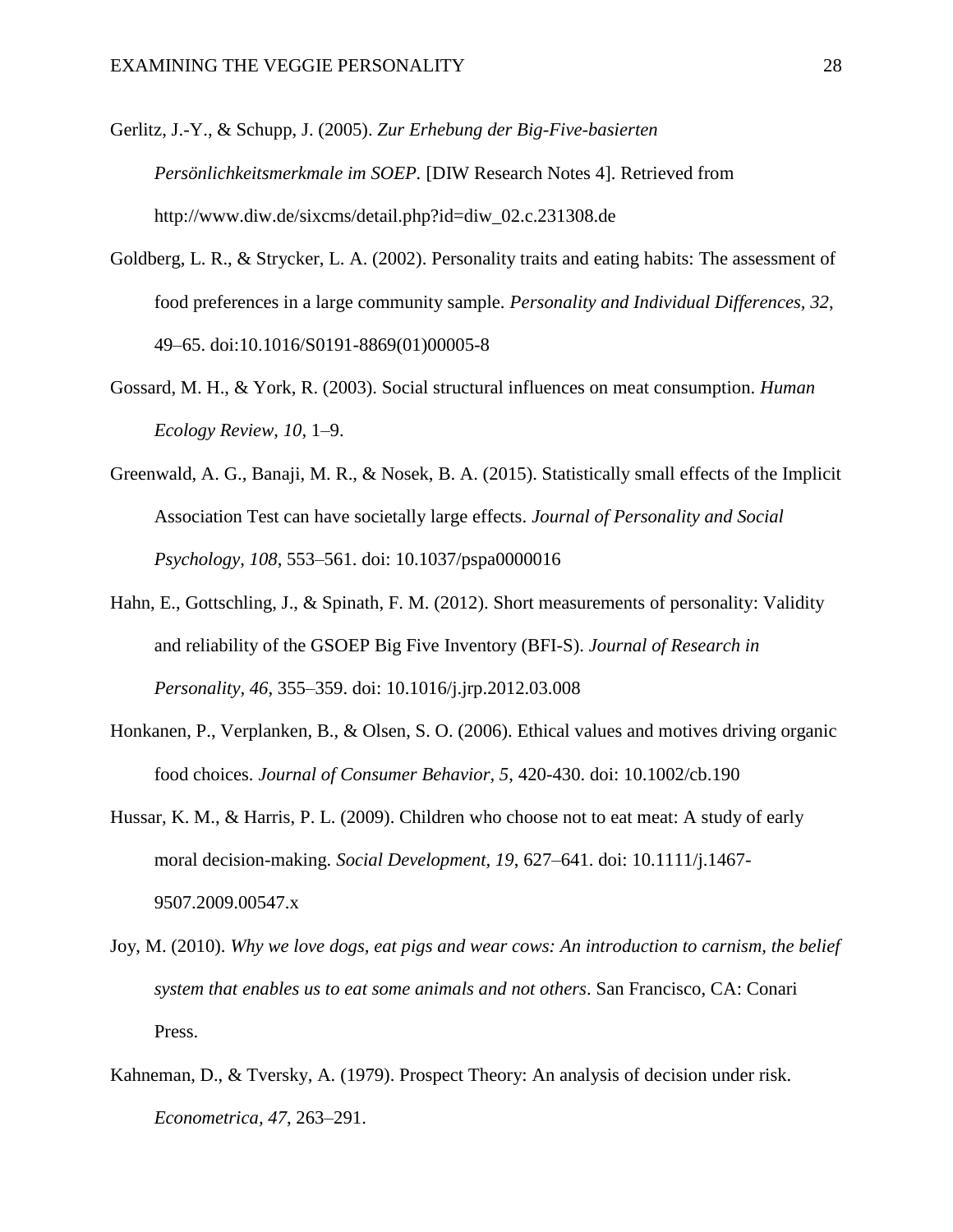Gerlitz, J.-Y., & Schupp, J. (2005). *Zur Erhebung der Big-Five-basierten Persönlichkeitsmerkmale im SOEP*. [DIW Research Notes 4]. Retrieved from http://www.diw.de/sixcms/detail.php?id=diw_02.c.231308.de

Goldberg, L. R., & Strycker, L. A. (2002). Personality traits and eating habits: The assessment of food preferences in a large community sample. *Personality and Individual Differences, 32*, 49–65. doi:10.1016/S0191-8869(01)00005-8

Gossard, M. H., & York, R. (2003). Social structural influences on meat consumption. *Human Ecology Review, 10,* 1–9.

Greenwald, A. G., Banaji, M. R., & Nosek, B. A. (2015). Statistically small effects of the Implicit Association Test can have societally large effects. *Journal of Personality and Social Psychology*, *108*, 553–561. doi: 10.1037/pspa0000016

Hahn, E., Gottschling, J., & Spinath, F. M. (2012). Short measurements of personality: Validity and reliability of the GSOEP Big Five Inventory (BFI-S). *Journal of Research in Personality*, *46*, 355–359. doi: 10.1016/j.jrp.2012.03.008

Honkanen, P., Verplanken, B., & Olsen, S. O. (2006). Ethical values and motives driving organic food choices. *Journal of Consumer Behavior, 5*, 420-430. doi: 10.1002/cb.190

Hussar, K. M., & Harris, P. L. (2009). Children who choose not to eat meat: A study of early moral decision-making. *Social Development*, *19*, 627–641. doi: 10.1111/j.1467-9507.2009.00547.x

Joy, M. (2010). *Why we love dogs, eat pigs and wear cows: An introduction to carnism, the belief system that enables us to eat some animals and not others*. San Francisco, CA: Conari Press.

Kahneman, D., & Tversky, A. (1979). Prospect Theory: An analysis of decision under risk. *Econometrica, 47*, 263–291.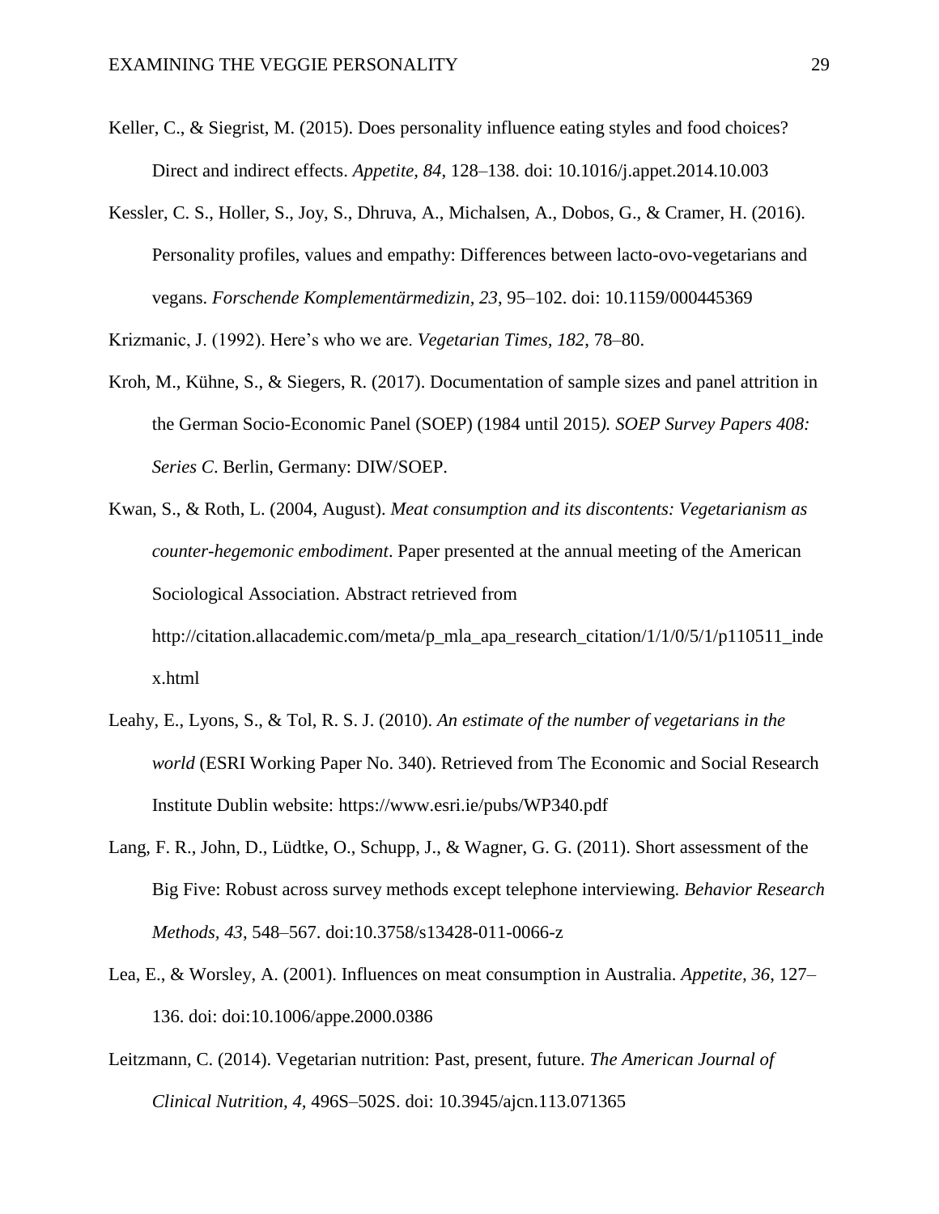Keller, C., & Siegrist, M. (2015). Does personality influence eating styles and food choices? Direct and indirect effects. *Appetite, 84*, 128–138. doi: 10.1016/j.appet.2014.10.003

Kessler, C. S., Holler, S., Joy, S., Dhruva, A., Michalsen, A., Dobos, G., & Cramer, H. (2016). Personality profiles, values and empathy: Differences between lacto-ovo-vegetarians and vegans. *Forschende Komplementärmedizin, 23*, 95–102. doi: 10.1159/000445369

Krizmanic, J. (1992). Here's who we are. *Vegetarian Times, 182*, 78–80.

Kroh, M., Kühne, S., & Siegers, R. (2017). Documentation of sample sizes and panel attrition in the German Socio-Economic Panel (SOEP) (1984 until 2015*). SOEP Survey Papers 408: Series C*. Berlin, Germany: DIW/SOEP.

Kwan, S., & Roth, L. (2004, August). *Meat consumption and its discontents: Vegetarianism as counter-hegemonic embodiment*. Paper presented at the annual meeting of the American Sociological Association. Abstract retrieved from http://citation.allacademic.com/meta/p_mla_apa_research_citation/1/1/0/5/1/p110511_index.html

Leahy, E., Lyons, S., & Tol, R. S. J. (2010). *An estimate of the number of vegetarians in the world* (ESRI Working Paper No. 340). Retrieved from The Economic and Social Research Institute Dublin website: https://www.esri.ie/pubs/WP340.pdf

Lang, F. R., John, D., Lüdtke, O., Schupp, J., & Wagner, G. G. (2011). Short assessment of the Big Five: Robust across survey methods except telephone interviewing. *Behavior Research Methods, 43*, 548–567. doi:10.3758/s13428-011-0066-z

Lea, E., & Worsley, A. (2001). Influences on meat consumption in Australia. *Appetite, 36*, 127–136. doi: doi:10.1006/appe.2000.0386

Leitzmann, C. (2014). Vegetarian nutrition: Past, present, future. *The American Journal of Clinical Nutrition, 4,* 496S–502S. doi: 10.3945/ajcn.113.071365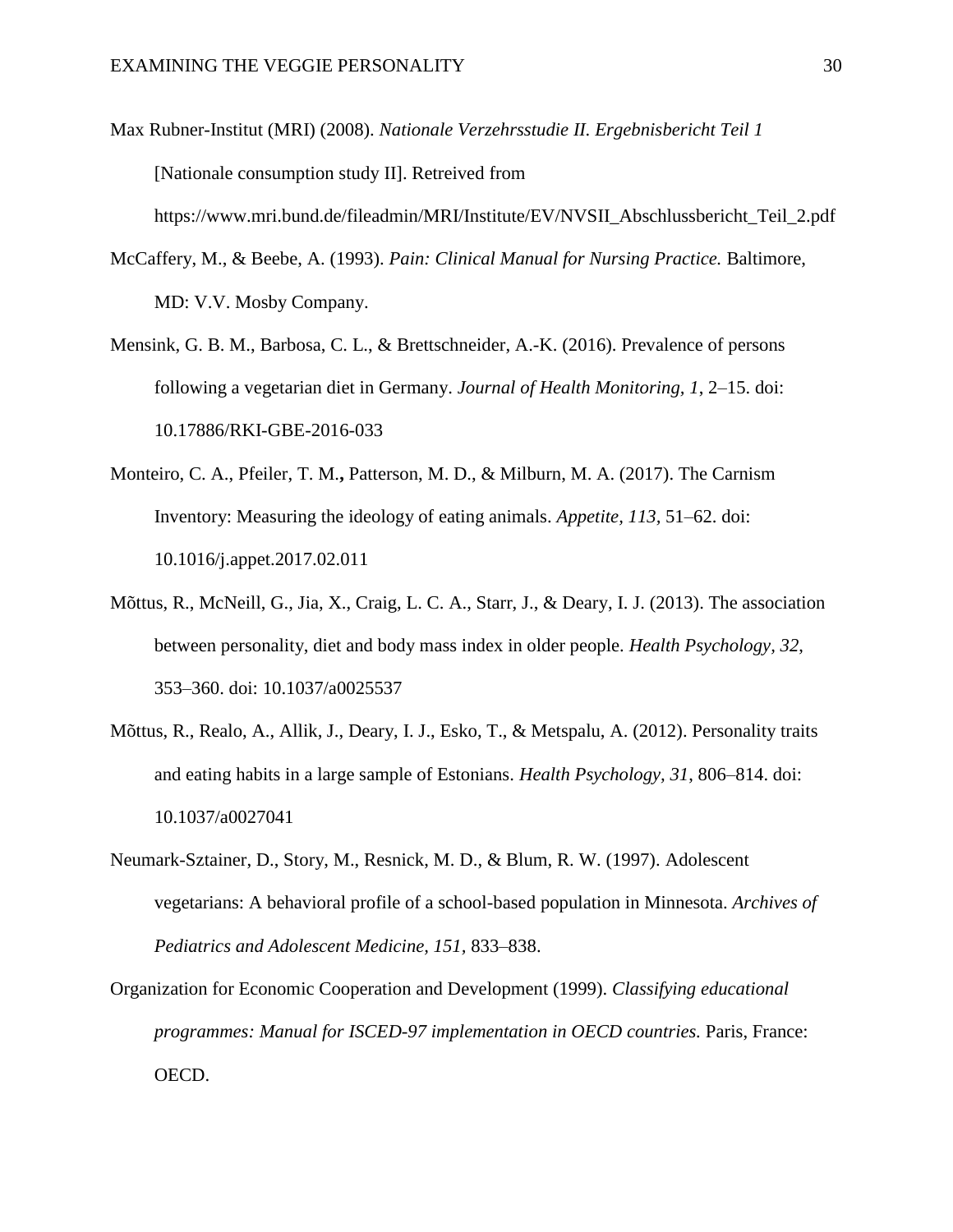Max Rubner-Institut (MRI) (2008). *Nationale Verzehrsstudie II. Ergebnisbericht Teil 1* [Nationale consumption study II]. Retreived from https://www.mri.bund.de/fileadmin/MRI/Institute/EV/NVSII_Abschlussbericht_Teil_2.pdf

McCaffery, M., & Beebe, A. (1993). *Pain: Clinical Manual for Nursing Practice.* Baltimore, MD: V.V. Mosby Company.

Mensink, G. B. M., Barbosa, C. L., & Brettschneider, A.-K. (2016). Prevalence of persons following a vegetarian diet in Germany. *Journal of Health Monitoring, 1*, 2–15. doi: 10.17886/RKI-GBE-2016-033

Monteiro, C. A., Pfeiler, T. M.**,** Patterson, M. D., & Milburn, M. A. (2017). The Carnism Inventory: Measuring the ideology of eating animals. *Appetite, 113,* 51–62. doi: 10.1016/j.appet.2017.02.011

Mõttus, R., McNeill, G., Jia, X., Craig, L. C. A., Starr, J., & Deary, I. J. (2013). The association between personality, diet and body mass index in older people. *Health Psychology, 32*, 353–360. doi: 10.1037/a0025537

Mõttus, R., Realo, A., Allik, J., Deary, I. J., Esko, T., & Metspalu, A. (2012). Personality traits and eating habits in a large sample of Estonians. *Health Psychology, 31*, 806–814. doi: 10.1037/a0027041

Neumark-Sztainer, D., Story, M., Resnick, M. D., & Blum, R. W. (1997). Adolescent vegetarians: A behavioral profile of a school-based population in Minnesota. *Archives of Pediatrics and Adolescent Medicine, 151*, 833–838.

Organization for Economic Cooperation and Development (1999). *Classifying educational programmes: Manual for ISCED-97 implementation in OECD countries.* Paris, France: OECD.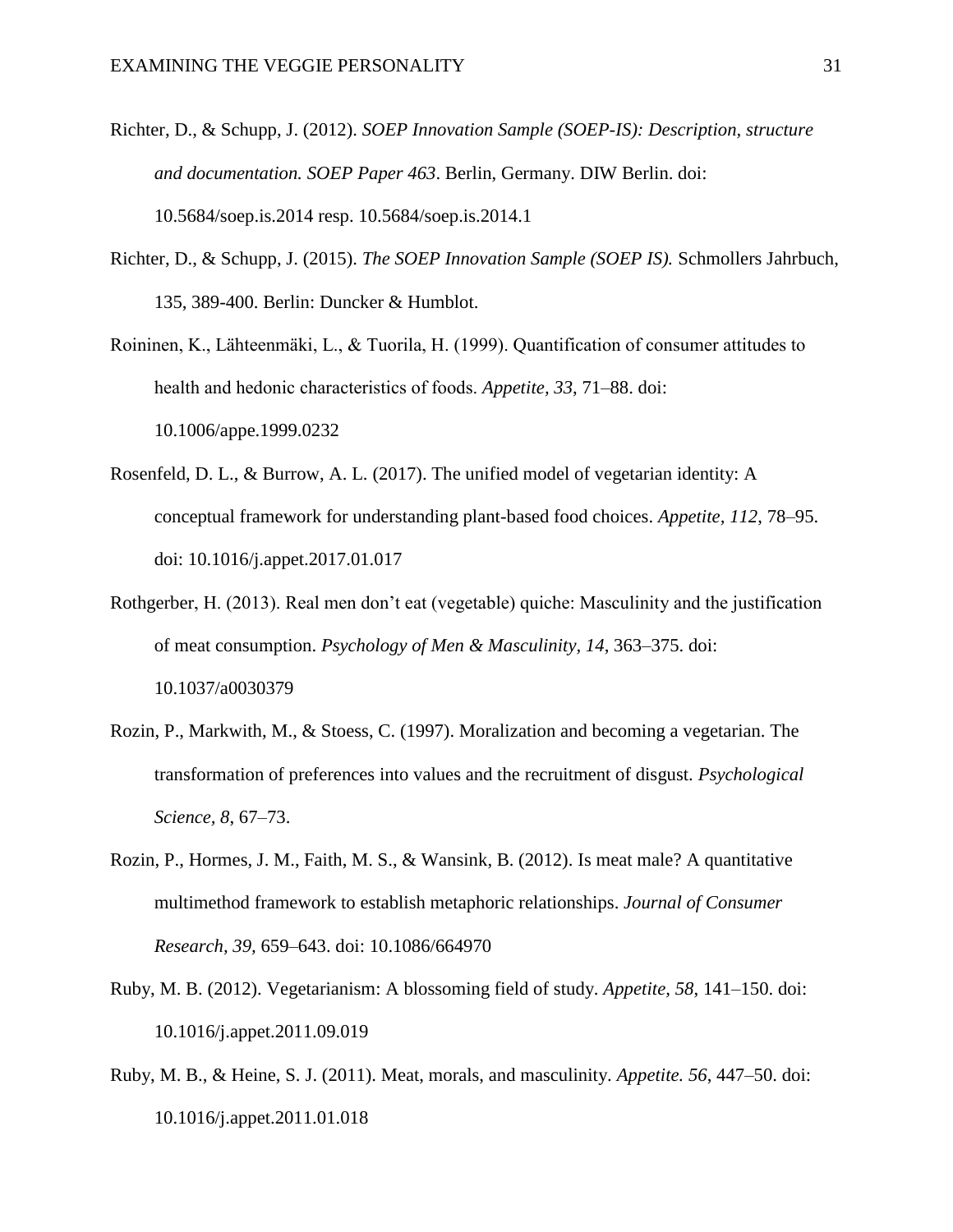Richter, D., & Schupp, J. (2012). *SOEP Innovation Sample (SOEP-IS): Description, structure and documentation. SOEP Paper 463*. Berlin, Germany. DIW Berlin. doi: 10.5684/soep.is.2014 resp. 10.5684/soep.is.2014.1

Richter, D., & Schupp, J. (2015). *The SOEP Innovation Sample (SOEP IS).* Schmollers Jahrbuch, 135, 389-400. Berlin: Duncker & Humblot.

Roininen, K., Lähteenmäki, L., & Tuorila, H. (1999). Quantification of consumer attitudes to health and hedonic characteristics of foods. *Appetite, 33*, 71–88. doi: 10.1006/appe.1999.0232

Rosenfeld, D. L., & Burrow, A. L. (2017). The unified model of vegetarian identity: A conceptual framework for understanding plant-based food choices. *Appetite, 112*, 78–95. doi: 10.1016/j.appet.2017.01.017

Rothgerber, H. (2013). Real men don't eat (vegetable) quiche: Masculinity and the justification of meat consumption. *Psychology of Men & Masculinity, 14*, 363–375. doi: 10.1037/a0030379

Rozin, P., Markwith, M., & Stoess, C. (1997). Moralization and becoming a vegetarian. The transformation of preferences into values and the recruitment of disgust. *Psychological Science, 8*, 67–73.

Rozin, P., Hormes, J. M., Faith, M. S., & Wansink, B. (2012). Is meat male? A quantitative multimethod framework to establish metaphoric relationships. *Journal of Consumer Research, 39,* 659–643. doi: 10.1086/664970

Ruby, M. B. (2012). Vegetarianism: A blossoming field of study. *Appetite, 58*, 141–150. doi: 10.1016/j.appet.2011.09.019

Ruby, M. B., & Heine, S. J. (2011). Meat, morals, and masculinity. *Appetite. 56*, 447–50. doi: 10.1016/j.appet.2011.01.018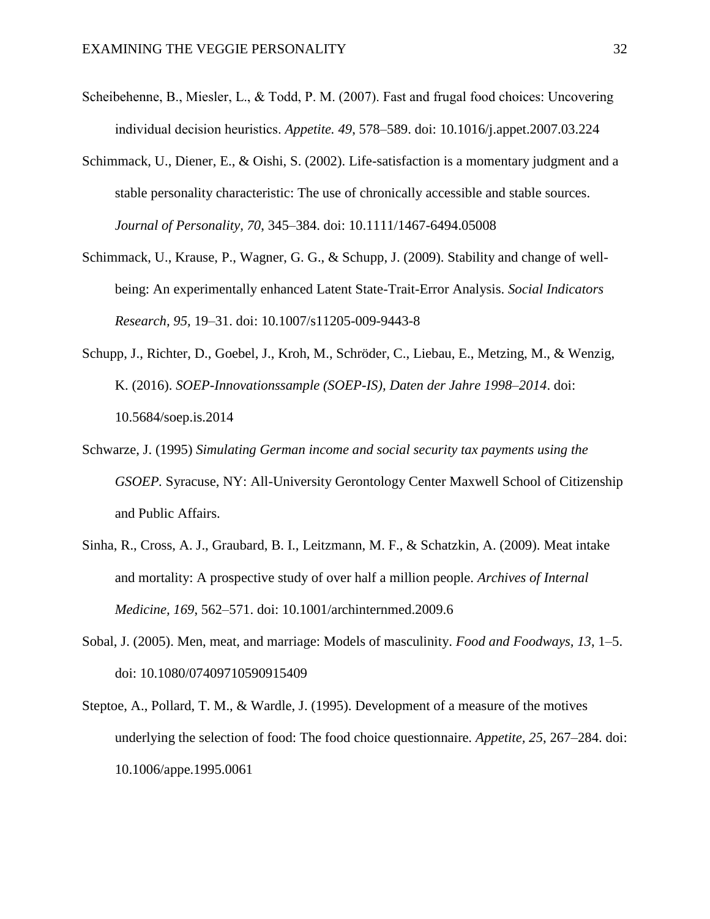Scheibehenne, B., Miesler, L., & Todd, P. M. (2007). Fast and frugal food choices: Uncovering individual decision heuristics. *Appetite. 49*, 578–589. doi: 10.1016/j.appet.2007.03.224

Schimmack, U., Diener, E., & Oishi, S. (2002). Life-satisfaction is a momentary judgment and a stable personality characteristic: The use of chronically accessible and stable sources. *Journal of Personality, 70*, 345–384. doi: 10.1111/1467-6494.05008

Schimmack, U., Krause, P., Wagner, G. G., & Schupp, J. (2009). Stability and change of well-being: An experimentally enhanced Latent State-Trait-Error Analysis. *Social Indicators Research, 95*, 19–31. doi: 10.1007/s11205-009-9443-8

Schupp, J., Richter, D., Goebel, J., Kroh, M., Schröder, C., Liebau, E., Metzing, M., & Wenzig, K. (2016). *SOEP-Innovationssample (SOEP-IS), Daten der Jahre 1998–2014*. doi: 10.5684/soep.is.2014

Schwarze, J. (1995) *Simulating German income and social security tax payments using the GSOEP.* Syracuse, NY: All-University Gerontology Center Maxwell School of Citizenship and Public Affairs.

Sinha, R., Cross, A. J., Graubard, B. I., Leitzmann, M. F., & Schatzkin, A. (2009). Meat intake and mortality: A prospective study of over half a million people. *Archives of Internal Medicine, 169*, 562–571. doi: 10.1001/archinternmed.2009.6

Sobal, J. (2005). Men, meat, and marriage: Models of masculinity. *Food and Foodways, 13*, 1–5. doi: 10.1080/07409710590915409

Steptoe, A., Pollard, T. M., & Wardle, J. (1995). Development of a measure of the motives underlying the selection of food: The food choice questionnaire. *Appetite, 25*, 267–284. doi: 10.1006/appe.1995.0061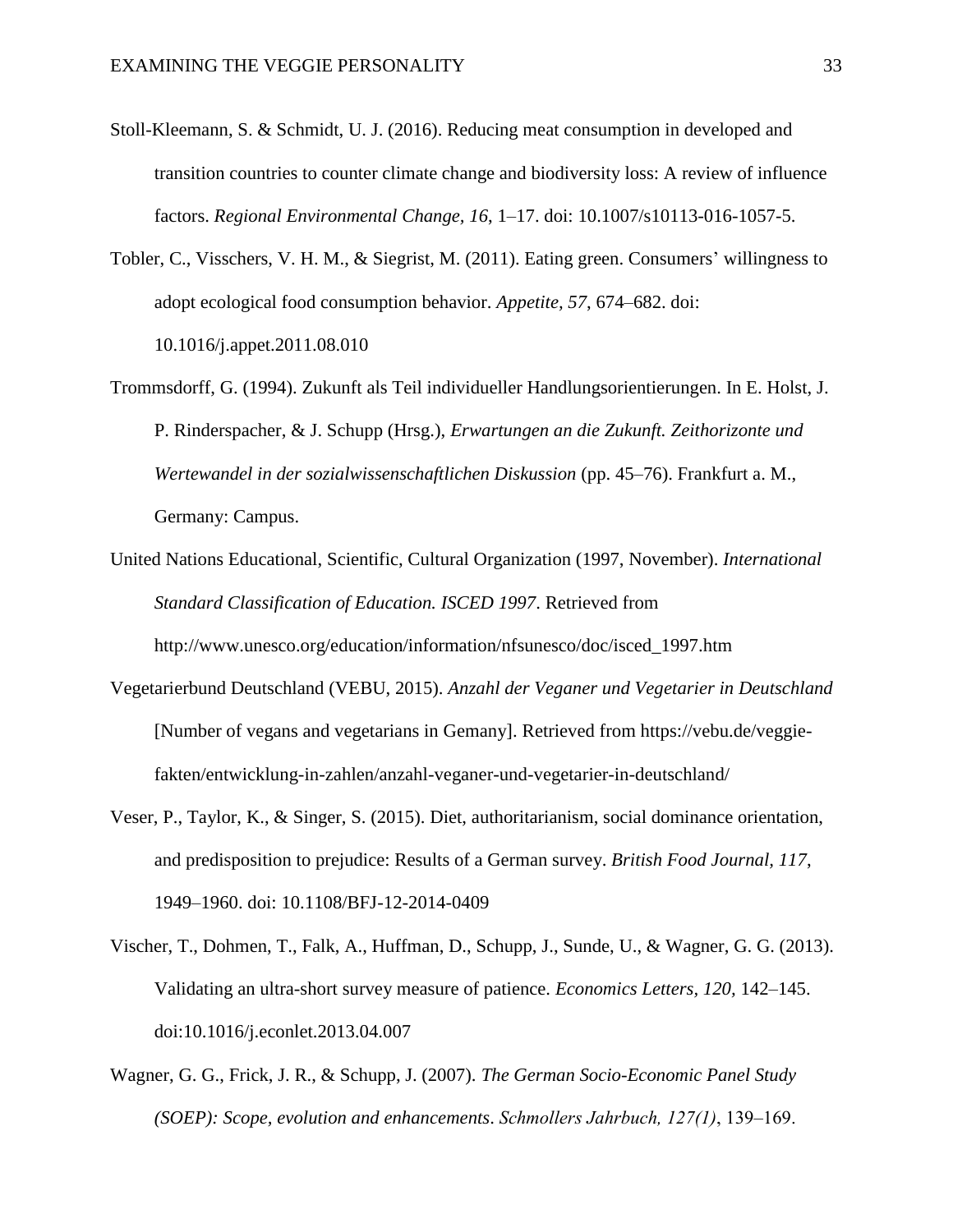Stoll-Kleemann, S. & Schmidt, U. J. (2016). Reducing meat consumption in developed and transition countries to counter climate change and biodiversity loss: A review of influence factors. *Regional Environmental Change*, *16*, 1–17. doi: 10.1007/s10113-016-1057-5.

Tobler, C., Visschers, V. H. M., & Siegrist, M. (2011). Eating green. Consumers' willingness to adopt ecological food consumption behavior. *Appetite, 57*, 674–682. doi: 10.1016/j.appet.2011.08.010

Trommsdorff, G. (1994). Zukunft als Teil individueller Handlungsorientierungen. In E. Holst, J. P. Rinderspacher, & J. Schupp (Hrsg.), *Erwartungen an die Zukunft. Zeithorizonte und Wertewandel in der sozialwissenschaftlichen Diskussion* (pp. 45–76). Frankfurt a. M., Germany: Campus.

United Nations Educational, Scientific, Cultural Organization (1997, November). *International Standard Classification of Education. ISCED 1997*. Retrieved from http://www.unesco.org/education/information/nfsunesco/doc/isced_1997.htm

Vegetarierbund Deutschland (VEBU, 2015). *Anzahl der Veganer und Vegetarier in Deutschland* [Number of vegans and vegetarians in Gemany]. Retrieved from https://vebu.de/veggie-fakten/entwicklung-in-zahlen/anzahl-veganer-und-vegetarier-in-deutschland/

Veser, P., Taylor, K., & Singer, S. (2015). Diet, authoritarianism, social dominance orientation, and predisposition to prejudice: Results of a German survey. *British Food Journal*, *117*, 1949–1960. doi: 10.1108/BFJ-12-2014-0409

Vischer, T., Dohmen, T., Falk, A., Huffman, D., Schupp, J., Sunde, U., & Wagner, G. G. (2013). Validating an ultra-short survey measure of patience. *Economics Letters*, *120*, 142–145. doi:10.1016/j.econlet.2013.04.007

Wagner, G. G., Frick, J. R., & Schupp, J. (2007). *The German Socio-Economic Panel Study (SOEP): Scope, evolution and enhancements*. *Schmollers Jahrbuch, 127(1)*, 139–169.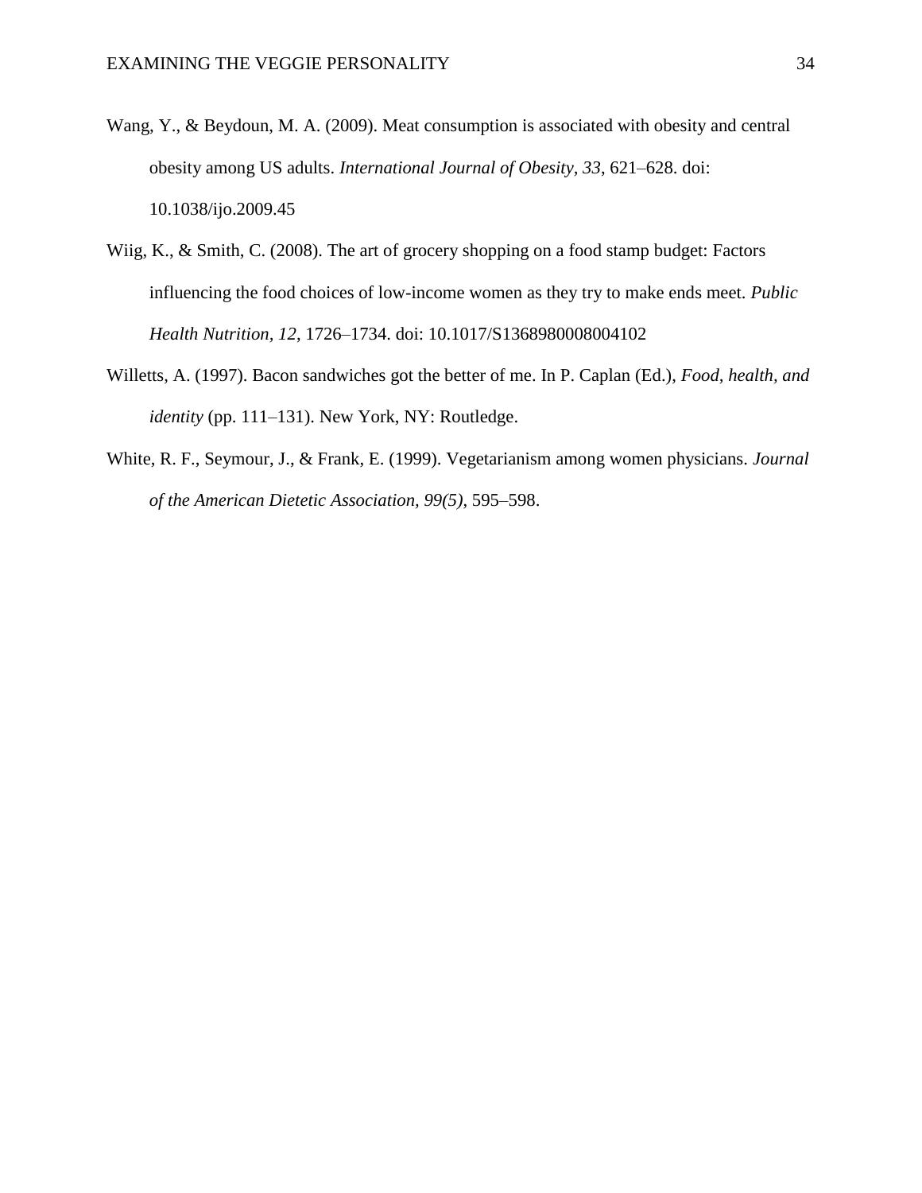Wang, Y., & Beydoun, M. A. (2009). Meat consumption is associated with obesity and central obesity among US adults. *International Journal of Obesity, 33*, 621–628. doi: 10.1038/ijo.2009.45

Wiig, K., & Smith, C. (2008). The art of grocery shopping on a food stamp budget: Factors influencing the food choices of low-income women as they try to make ends meet. *Public Health Nutrition, 12*, 1726–1734. doi: 10.1017/S1368980008004102

Willetts, A. (1997). Bacon sandwiches got the better of me. In P. Caplan (Ed.), *Food, health, and identity* (pp. 111–131). New York, NY: Routledge.

White, R. F., Seymour, J., & Frank, E. (1999). Vegetarianism among women physicians. *Journal of the American Dietetic Association, 99(5)*, 595–598.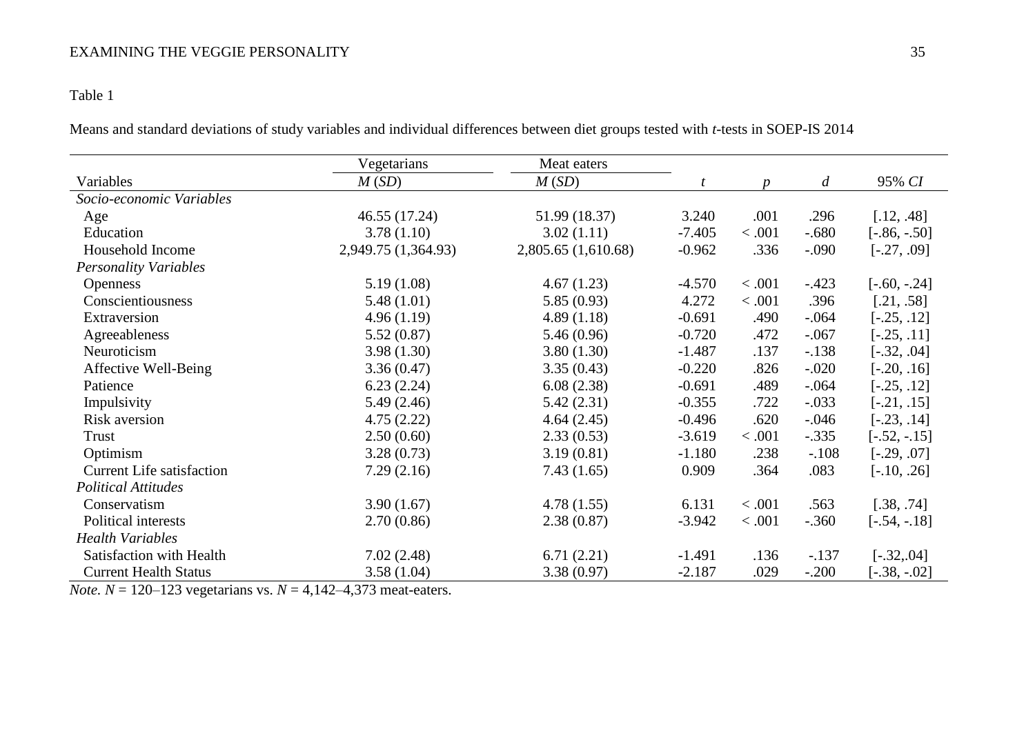Table 1

Means and standard deviations of study variables and individual differences between diet groups tested with *t*-tests in SOEP-IS 2014

| | Vegetarians | Meat eaters | | | | |
|---|---|---|---|---|---|---|
| Variables | *M* (*SD*) | *M* (*SD*) | *t* | *p* | *d* | 95% *CI* |
| *Socio-economic Variables* | | | | | | |
| Age | 46.55 (17.24) | 51.99 (18.37) | 3.240 | .001 | .296 | [.12, .48] |
| Education | 3.78 (1.10) | 3.02 (1.11) | -7.405 | < .001 | -.680 | [-.86, -.50] |
| Household Income | 2,949.75 (1,364.93) | 2,805.65 (1,610.68) | -0.962 | .336 | -.090 | [-.27, .09] |
| *Personality Variables* | | | | | | |
| Openness | 5.19 (1.08) | 4.67 (1.23) | -4.570 | < .001 | -.423 | [-.60, -.24] |
| Conscientiousness | 5.48 (1.01) | 5.85 (0.93) | 4.272 | < .001 | .396 | [.21, .58] |
| Extraversion | 4.96 (1.19) | 4.89 (1.18) | -0.691 | .490 | -.064 | [-.25, .12] |
| Agreeableness | 5.52 (0.87) | 5.46 (0.96) | -0.720 | .472 | -.067 | [-.25, .11] |
| Neuroticism | 3.98 (1.30) | 3.80 (1.30) | -1.487 | .137 | -.138 | [-.32, .04] |
| Affective Well-Being | 3.36 (0.47) | 3.35 (0.43) | -0.220 | .826 | -.020 | [-.20, .16] |
| Patience | 6.23 (2.24) | 6.08 (2.38) | -0.691 | .489 | -.064 | [-.25, .12] |
| Impulsivity | 5.49 (2.46) | 5.42 (2.31) | -0.355 | .722 | -.033 | [-.21, .15] |
| Risk aversion | 4.75 (2.22) | 4.64 (2.45) | -0.496 | .620 | -.046 | [-.23, .14] |
| Trust | 2.50 (0.60) | 2.33 (0.53) | -3.619 | < .001 | -.335 | [-.52, -.15] |
| Optimism | 3.28 (0.73) | 3.19 (0.81) | -1.180 | .238 | -.108 | [-.29, .07] |
| Current Life satisfaction | 7.29 (2.16) | 7.43 (1.65) | 0.909 | .364 | .083 | [-.10, .26] |
| *Political Attitudes* | | | | | | |
| Conservatism | 3.90 (1.67) | 4.78 (1.55) | 6.131 | < .001 | .563 | [.38, .74] |
| Political interests | 2.70 (0.86) | 2.38 (0.87) | -3.942 | < .001 | -.360 | [-.54, -.18] |
| *Health Variables* | | | | | | |
| Satisfaction with Health | 7.02 (2.48) | 6.71 (2.21) | -1.491 | .136 | -.137 | [-.32,.04] |
| Current Health Status | 3.58 (1.04) | 3.38 (0.97) | -2.187 | .029 | -.200 | [-.38, -.02] |

*Note.* $N$ = 120–123 vegetarians vs. $N$ = 4,142–4,373 meat-eaters.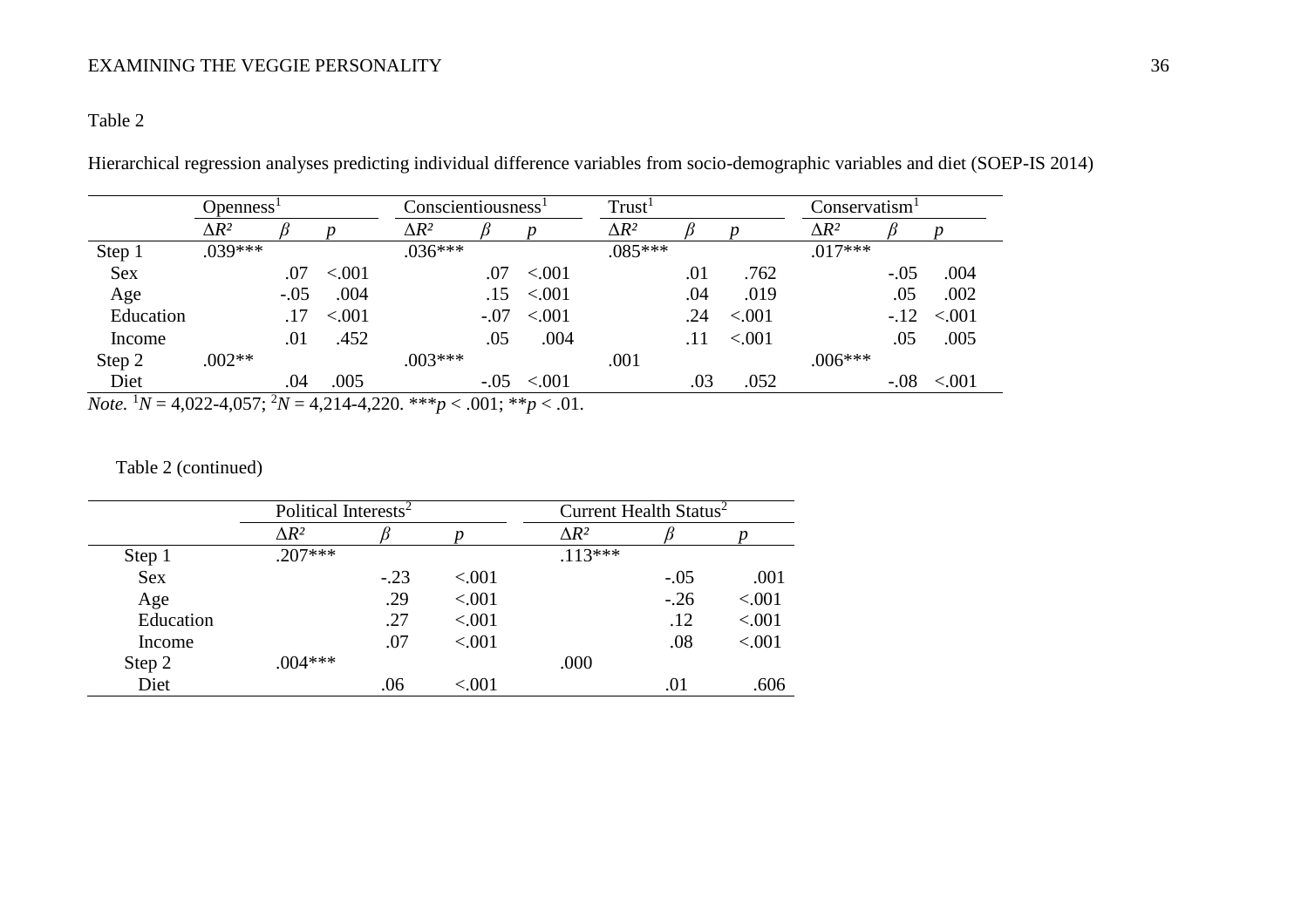Table 2

Hierarchical regression analyses predicting individual difference variables from socio-demographic variables and diet (SOEP-IS 2014)

| | Openness[1] | | | Conscientiousness[1] | | | Trust[1] | | | Conservatism[1] | | |
|---|---|---|---|---|---|---|---|---|---|---|---|---|
| | $\Delta R^2$ | *β* | *p* | $\Delta R^2$ | *β* | *p* | $\Delta R^2$ | *β* | *p* | $\Delta R^2$ | *β* | *p* |
| Step 1 | .039*** | | | .036*** | | | .085*** | | | .017*** | | |
| Sex | | .07 | <.001 | | .07 | <.001 | | .01 | .762 | | -.05 | .004 |
| Age | | -.05 | .004 | | .15 | <.001 | | .04 | .019 | | .05 | .002 |
| Education | | .17 | <.001 | | -.07 | <.001 | | .24 | <.001 | | -.12 | <.001 |
| Income | | .01 | .452 | | .05 | .004 | | .11 | <.001 | | .05 | .005 |
| Step 2 | .002** | | | .003*** | | | .001 | | | .006*** | | |
| Diet | | .04 | .005 | | -.05 | <.001 | | .03 | .052 | | -.08 | <.001 |

*Note.* [1]$N$ = 4,022-4,057; [2]$N$ = 4,214-4,220. ***$p < .001$; **$p < .01$.

Table 2 (continued)

| | Political Interests[2] | | | Current Health Status[2] | | |
|---|---|---|---|---|---|---|
| | $\Delta R^2$ | *β* | *p* | $\Delta R^2$ | *β* | *p* |
| Step 1 | .207*** | | | .113*** | | |
| Sex | | -.23 | <.001 | | -.05 | .001 |
| Age | | .29 | <.001 | | -.26 | <.001 |
| Education | | .27 | <.001 | | .12 | <.001 |
| Income | | .07 | <.001 | | .08 | <.001 |
| Step 2 | .004*** | | | .000 | | |
| Diet | | .06 | <.001 | | .01 | .606 |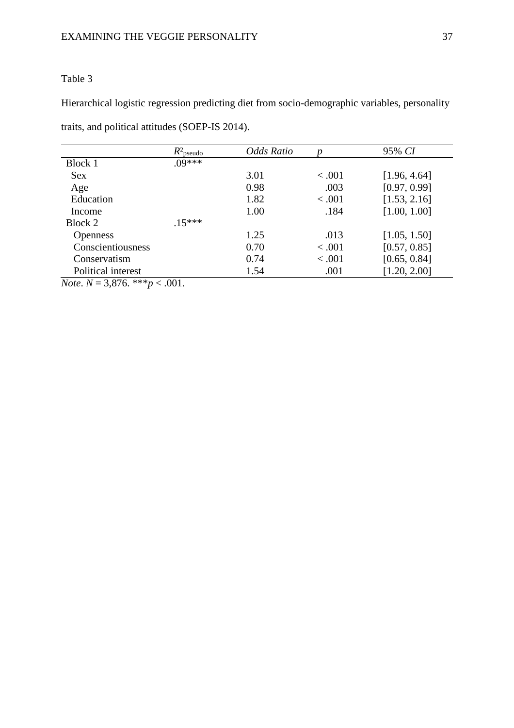Table 3

Hierarchical logistic regression predicting diet from socio-demographic variables, personality traits, and political attitudes (SOEP-IS 2014).

| | $R^2_{pseudo}$ | *Odds Ratio* | *p* | 95% *CI* |
|---|---|---|---|---|
| Block 1 | .09*** | | | |
| Sex | | 3.01 | < .001 | [1.96, 4.64] |
| Age | | 0.98 | .003 | [0.97, 0.99] |
| Education | | 1.82 | < .001 | [1.53, 2.16] |
| Income | | 1.00 | .184 | [1.00, 1.00] |
| Block 2 | .15*** | | | |
| Openness | | 1.25 | .013 | [1.05, 1.50] |
| Conscientiousness | | 0.70 | < .001 | [0.57, 0.85] |
| Conservatism | | 0.74 | < .001 | [0.65, 0.84] |
| Political interest | | 1.54 | .001 | [1.20, 2.00] |

*Note*. $N = 3{,}876$. $^{***}p < .001$.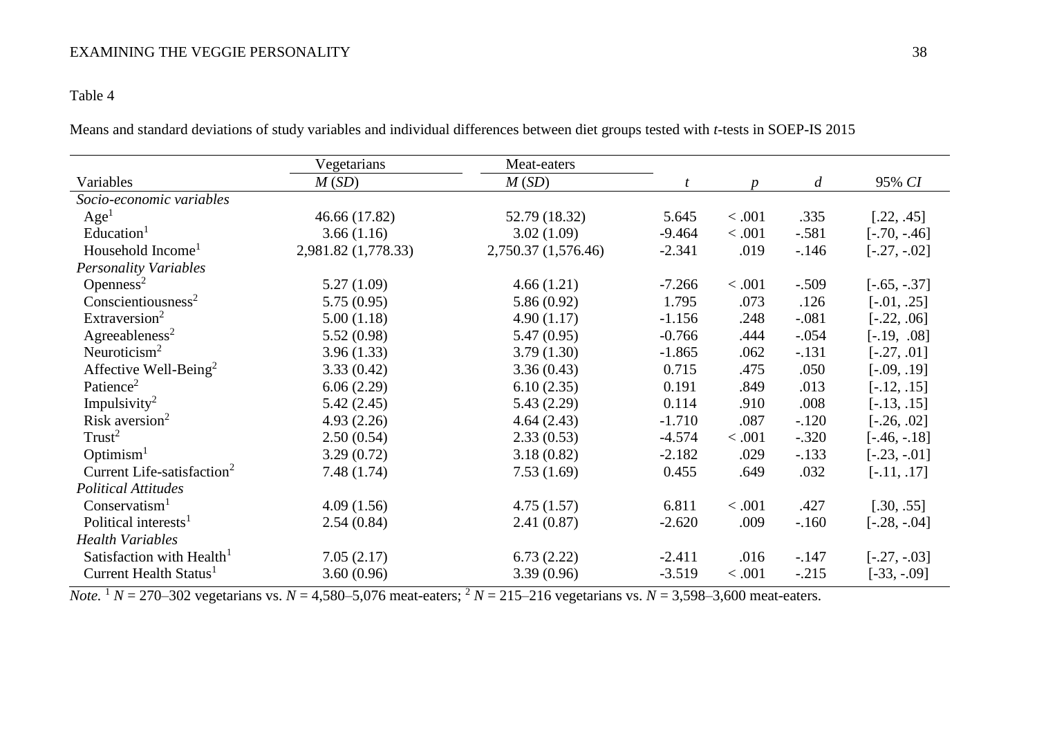Table 4

Means and standard deviations of study variables and individual differences between diet groups tested with *t*-tests in SOEP-IS 2015

| Variables | Vegetarians *M* (*SD*) | Meat-eaters *M* (*SD*) | *t* | *p* | *d* | 95% *CI* |
|---|---|---|---|---|---|---|
| *Socio-economic variables* | | | | | | |
| Age[1] | 46.66 (17.82) | 52.79 (18.32) | 5.645 | < .001 | .335 | [.22, .45] |
| Education[1] | 3.66 (1.16) | 3.02 (1.09) | -9.464 | < .001 | -.581 | [-.70, -.46] |
| Household Income[1] | 2,981.82 (1,778.33) | 2,750.37 (1,576.46) | -2.341 | .019 | -.146 | [-.27, -.02] |
| *Personality Variables* | | | | | | |
| Openness[2] | 5.27 (1.09) | 4.66 (1.21) | -7.266 | < .001 | -.509 | [-.65, -.37] |
| Conscientiousness[2] | 5.75 (0.95) | 5.86 (0.92) | 1.795 | .073 | .126 | [-.01, .25] |
| Extraversion[2] | 5.00 (1.18) | 4.90 (1.17) | -1.156 | .248 | -.081 | [-.22, .06] |
| Agreeableness[2] | 5.52 (0.98) | 5.47 (0.95) | -0.766 | .444 | -.054 | [-.19, .08] |
| Neuroticism[2] | 3.96 (1.33) | 3.79 (1.30) | -1.865 | .062 | -.131 | [-.27, .01] |
| Affective Well-Being[2] | 3.33 (0.42) | 3.36 (0.43) | 0.715 | .475 | .050 | [-.09, .19] |
| Patience[2] | 6.06 (2.29) | 6.10 (2.35) | 0.191 | .849 | .013 | [-.12, .15] |
| Impulsivity[2] | 5.42 (2.45) | 5.43 (2.29) | 0.114 | .910 | .008 | [-.13, .15] |
| Risk aversion[2] | 4.93 (2.26) | 4.64 (2.43) | -1.710 | .087 | -.120 | [-.26, .02] |
| Trust[2] | 2.50 (0.54) | 2.33 (0.53) | -4.574 | < .001 | -.320 | [-.46, -.18] |
| Optimism[1] | 3.29 (0.72) | 3.18 (0.82) | -2.182 | .029 | -.133 | [-.23, -.01] |
| Current Life-satisfaction[2] | 7.48 (1.74) | 7.53 (1.69) | 0.455 | .649 | .032 | [-.11, .17] |
| *Political Attitudes* | | | | | | |
| Conservatism[1] | 4.09 (1.56) | 4.75 (1.57) | 6.811 | < .001 | .427 | [.30, .55] |
| Political interests[1] | 2.54 (0.84) | 2.41 (0.87) | -2.620 | .009 | -.160 | [-.28, -.04] |
| *Health Variables* | | | | | | |
| Satisfaction with Health[1] | 7.05 (2.17) | 6.73 (2.22) | -2.411 | .016 | -.147 | [-.27, -.03] |
| Current Health Status[1] | 3.60 (0.96) | 3.39 (0.96) | -3.519 | < .001 | -.215 | [-33, -.09] |

*Note.* [1] *N* = 270–302 vegetarians vs. *N* = 4,580–5,076 meat-eaters; [2] *N* = 215–216 vegetarians vs. *N* = 3,598–3,600 meat-eaters.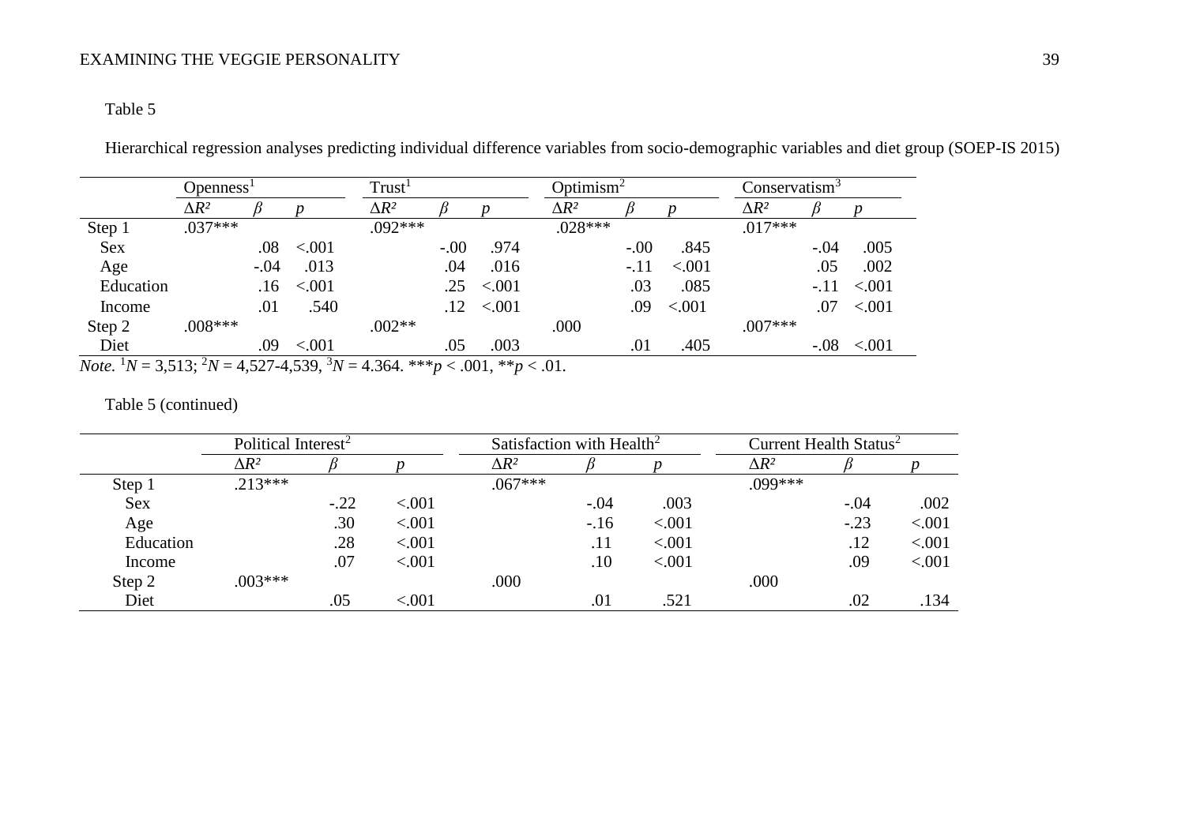Table 5

Hierarchical regression analyses predicting individual difference variables from socio-demographic variables and diet group (SOEP-IS 2015)

| | Openness[1] | | | Trust[1] | | | Optimism[2] | | | Conservatism[3] | | |
|---|---|---|---|---|---|---|---|---|---|---|---|---|
| | $\Delta R^2$ | $\beta$ | $p$ | $\Delta R^2$ | $\beta$ | $p$ | $\Delta R^2$ | $\beta$ | $p$ | $\Delta R^2$ | $\beta$ | $p$ |
| Step 1 | .037*** | | | .092*** | | | .028*** | | | .017*** | | |
| Sex | | .08 | <.001 | | -.00 | .974 | | -.00 | .845 | | -.04 | .005 |
| Age | | -.04 | .013 | | .04 | .016 | | -.11 | <.001 | | .05 | .002 |
| Education | | .16 | <.001 | | .25 | <.001 | | .03 | .085 | | -.11 | <.001 |
| Income | | .01 | .540 | | .12 | <.001 | | .09 | <.001 | | .07 | <.001 |
| Step 2 | .008*** | | | .002** | | | .000 | | | .007*** | | |
| Diet | | .09 | <.001 | | .05 | .003 | | .01 | .405 | | -.08 | <.001 |

*Note.* [1]$N$ = 3,513; [2]$N$ = 4,527-4,539, [3]$N$ = 4.364. ***$p < .001$, **$p < .01$.

Table 5 (continued)

| | Political Interest[2] | | | Satisfaction with Health[2] | | | Current Health Status[2] | | |
|---|---|---|---|---|---|---|---|---|---|
| | $\Delta R^2$ | $\beta$ | $p$ | $\Delta R^2$ | $\beta$ | $p$ | $\Delta R^2$ | $\beta$ | $p$ |
| Step 1 | .213*** | | | .067*** | | | .099*** | | |
| Sex | | -.22 | <.001 | | -.04 | .003 | | -.04 | .002 |
| Age | | .30 | <.001 | | -.16 | <.001 | | -.23 | <.001 |
| Education | | .28 | <.001 | | .11 | <.001 | | .12 | <.001 |
| Income | | .07 | <.001 | | .10 | <.001 | | .09 | <.001 |
| Step 2 | .003*** | | | .000 | | | .000 | | |
| Diet | | .05 | <.001 | | .01 | .521 | | .02 | .134 |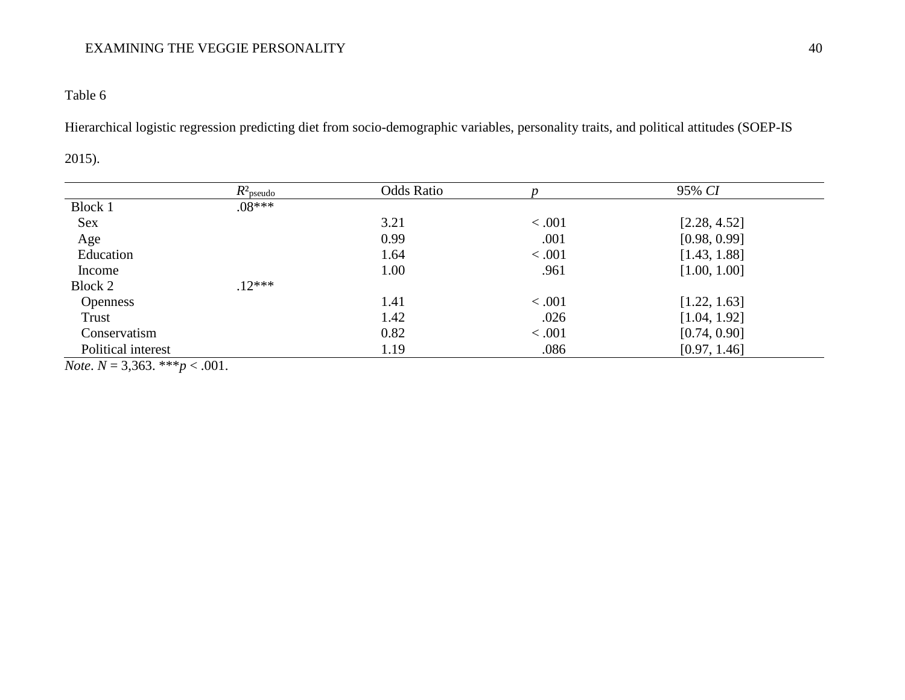Table 6

Hierarchical logistic regression predicting diet from socio-demographic variables, personality traits, and political attitudes (SOEP-IS 2015).

| | $R^2_{pseudo}$ | Odds Ratio | *p* | 95% *CI* |
|---|---|---|---|---|
| Block 1 | .08*** | | | |
| Sex | | 3.21 | < .001 | [2.28, 4.52] |
| Age | | 0.99 | .001 | [0.98, 0.99] |
| Education | | 1.64 | < .001 | [1.43, 1.88] |
| Income | | 1.00 | .961 | [1.00, 1.00] |
| Block 2 | .12*** | | | |
| Openness | | 1.41 | < .001 | [1.22, 1.63] |
| Trust | | 1.42 | .026 | [1.04, 1.92] |
| Conservatism | | 0.82 | < .001 | [0.74, 0.90] |
| Political interest | | 1.19 | .086 | [0.97, 1.46] |

*Note*. $N = 3{,}363$. $^{***}p < .001$.